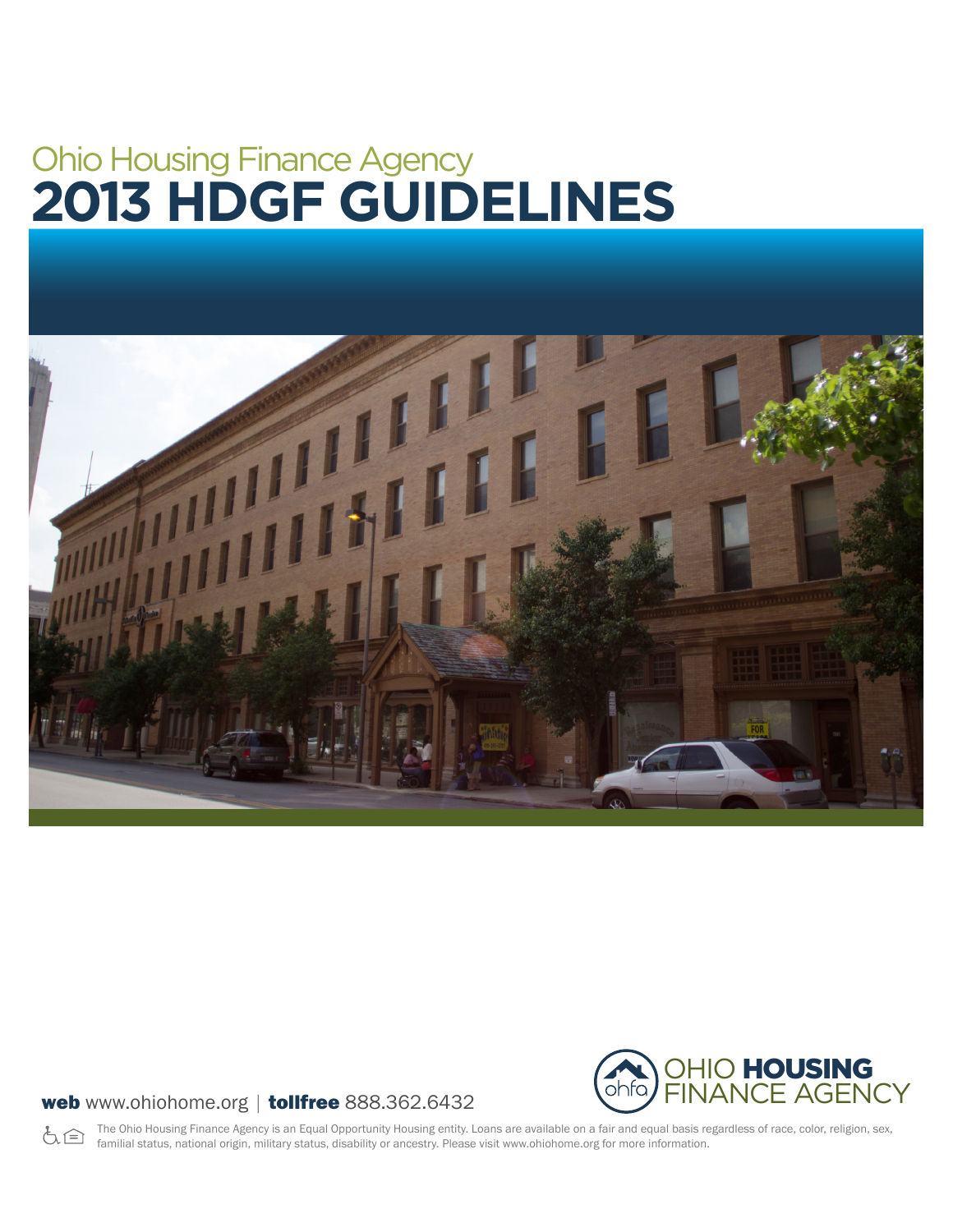Ohio Housing Finance Agency

# 2013 HDGF GUIDELINES

**web** www.ohiohome.org | **tollfree** 888.362.6432

OHIO **HOUSING** FINANCE AGENCY

The Ohio Housing Finance Agency is an Equal Opportunity Housing entity. Loans are available on a fair and equal basis regardless of race, color, religion, sex, familial status, national origin, military status, disability or ancestry. Please visit www.ohiohome.org for more information.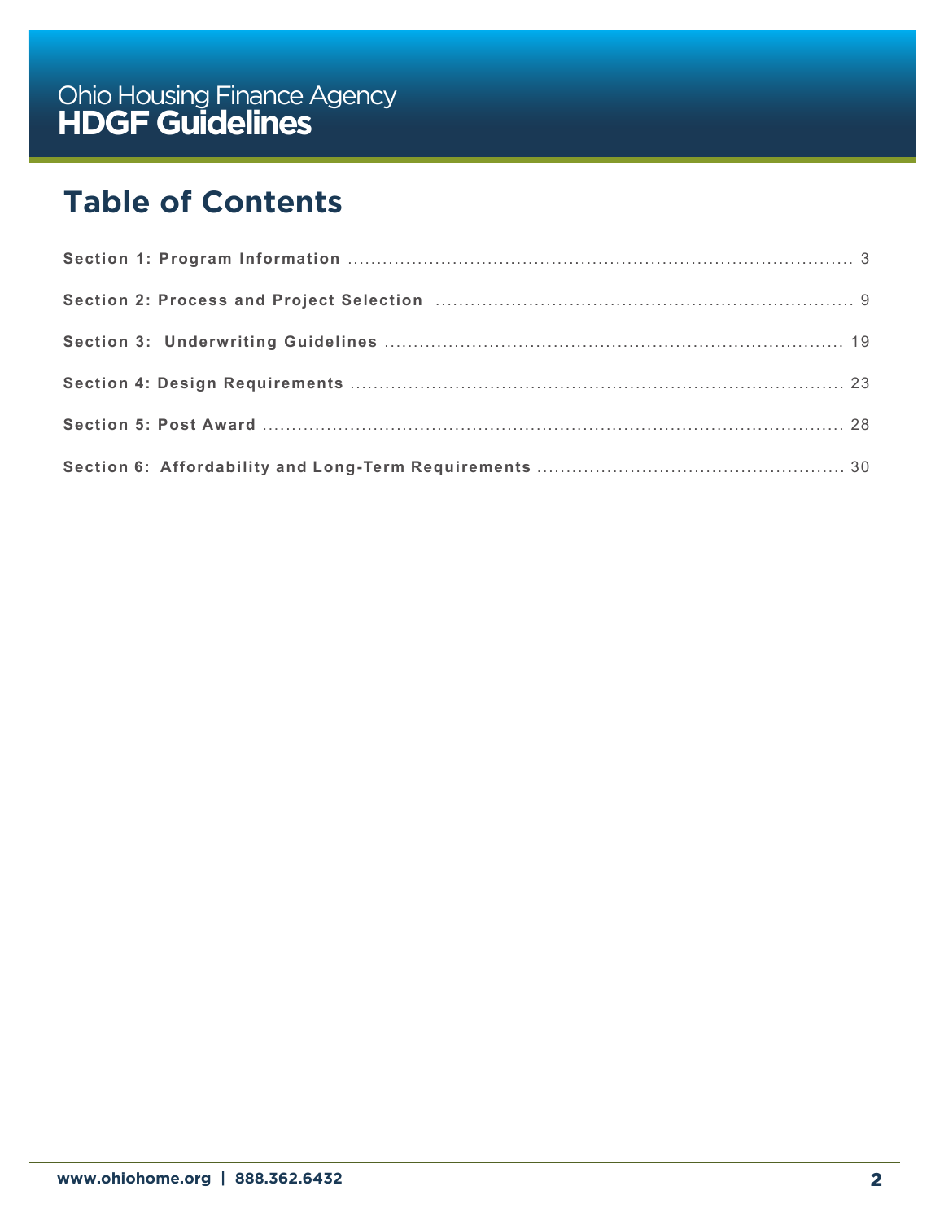# Table of Contents

| | |
|---|---|
| **Section 1: Program Information** | 3 |
| **Section 2: Process and Project Selection** | 9 |
| **Section 3: Underwriting Guidelines** | 19 |
| **Section 4: Design Requirements** | 23 |
| **Section 5: Post Award** | 28 |
| **Section 6: Affordability and Long-Term Requirements** | 30 |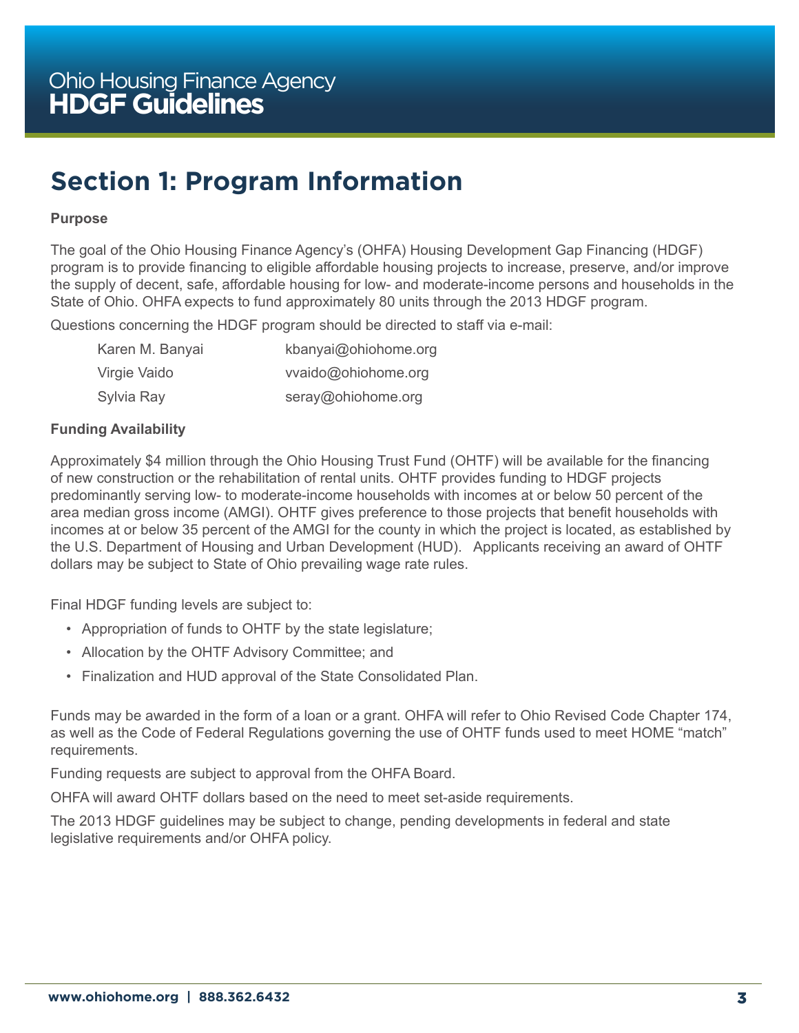# Section 1: Program Information

**Purpose**

The goal of the Ohio Housing Finance Agency's (OHFA) Housing Development Gap Financing (HDGF) program is to provide financing to eligible affordable housing projects to increase, preserve, and/or improve the supply of decent, safe, affordable housing for low- and moderate-income persons and households in the State of Ohio. OHFA expects to fund approximately 80 units through the 2013 HDGF program.

Questions concerning the HDGF program should be directed to staff via e-mail:

| | |
|---|---|
| Karen M. Banyai | kbanyai@ohiohome.org |
| Virgie Vaido | vvaido@ohiohome.org |
| Sylvia Ray | seray@ohiohome.org |

**Funding Availability**

Approximately $4 million through the Ohio Housing Trust Fund (OHTF) will be available for the financing of new construction or the rehabilitation of rental units. OHTF provides funding to HDGF projects predominantly serving low- to moderate-income households with incomes at or below 50 percent of the area median gross income (AMGI). OHTF gives preference to those projects that benefit households with incomes at or below 35 percent of the AMGI for the county in which the project is located, as established by the U.S. Department of Housing and Urban Development (HUD). Applicants receiving an award of OHTF dollars may be subject to State of Ohio prevailing wage rate rules.

Final HDGF funding levels are subject to:

- Appropriation of funds to OHTF by the state legislature;
- Allocation by the OHTF Advisory Committee; and
- Finalization and HUD approval of the State Consolidated Plan.

Funds may be awarded in the form of a loan or a grant. OHFA will refer to Ohio Revised Code Chapter 174, as well as the Code of Federal Regulations governing the use of OHTF funds used to meet HOME "match" requirements.

Funding requests are subject to approval from the OHFA Board.

OHFA will award OHTF dollars based on the need to meet set-aside requirements.

The 2013 HDGF guidelines may be subject to change, pending developments in federal and state legislative requirements and/or OHFA policy.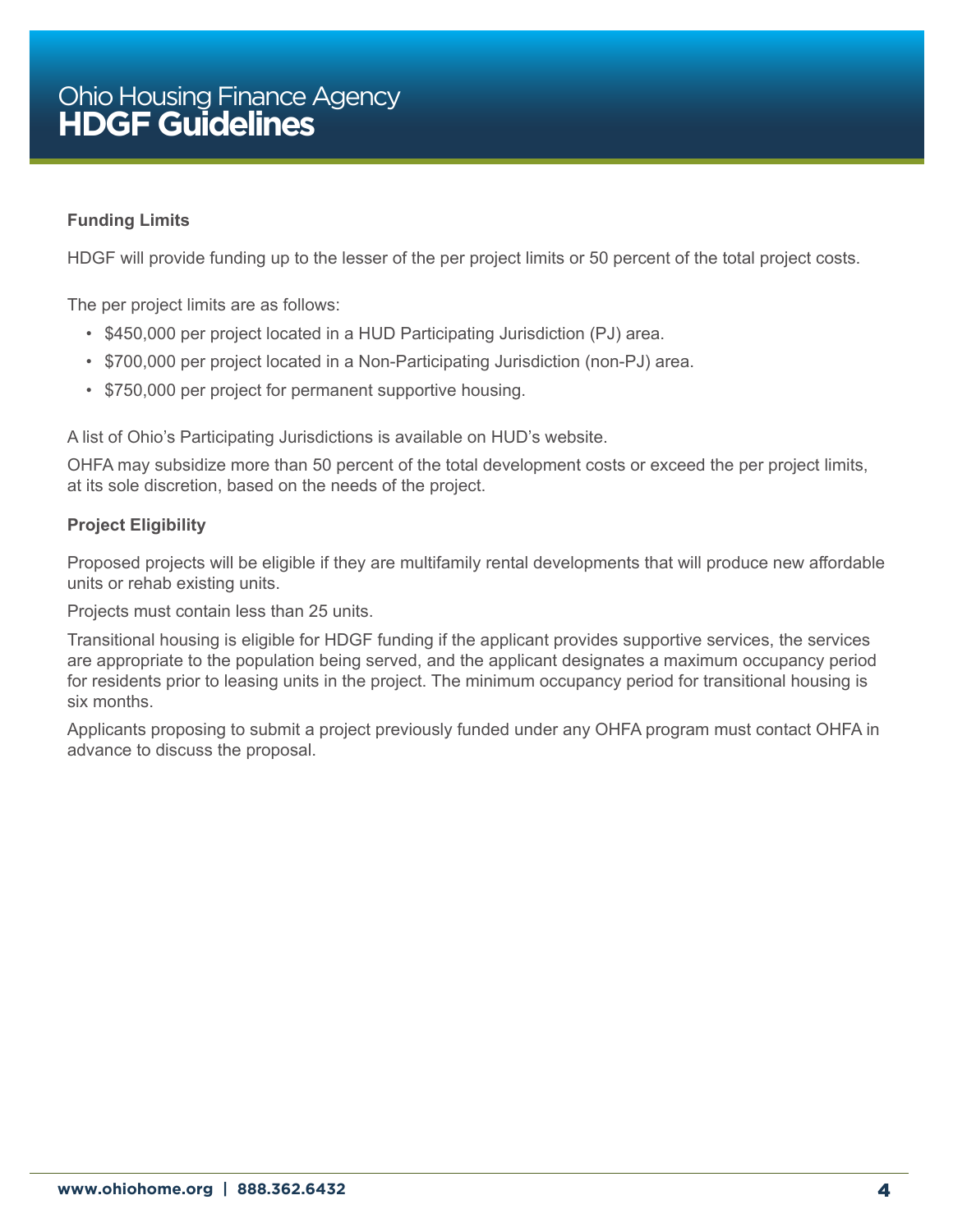### Funding Limits

HDGF will provide funding up to the lesser of the per project limits or 50 percent of the total project costs.

The per project limits are as follows:

- $450,000 per project located in a HUD Participating Jurisdiction (PJ) area.
- $700,000 per project located in a Non-Participating Jurisdiction (non-PJ) area.
- $750,000 per project for permanent supportive housing.

A list of Ohio's Participating Jurisdictions is available on HUD's website.

OHFA may subsidize more than 50 percent of the total development costs or exceed the per project limits, at its sole discretion, based on the needs of the project.

### Project Eligibility

Proposed projects will be eligible if they are multifamily rental developments that will produce new affordable units or rehab existing units.

Projects must contain less than 25 units.

Transitional housing is eligible for HDGF funding if the applicant provides supportive services, the services are appropriate to the population being served, and the applicant designates a maximum occupancy period for residents prior to leasing units in the project. The minimum occupancy period for transitional housing is six months.

Applicants proposing to submit a project previously funded under any OHFA program must contact OHFA in advance to discuss the proposal.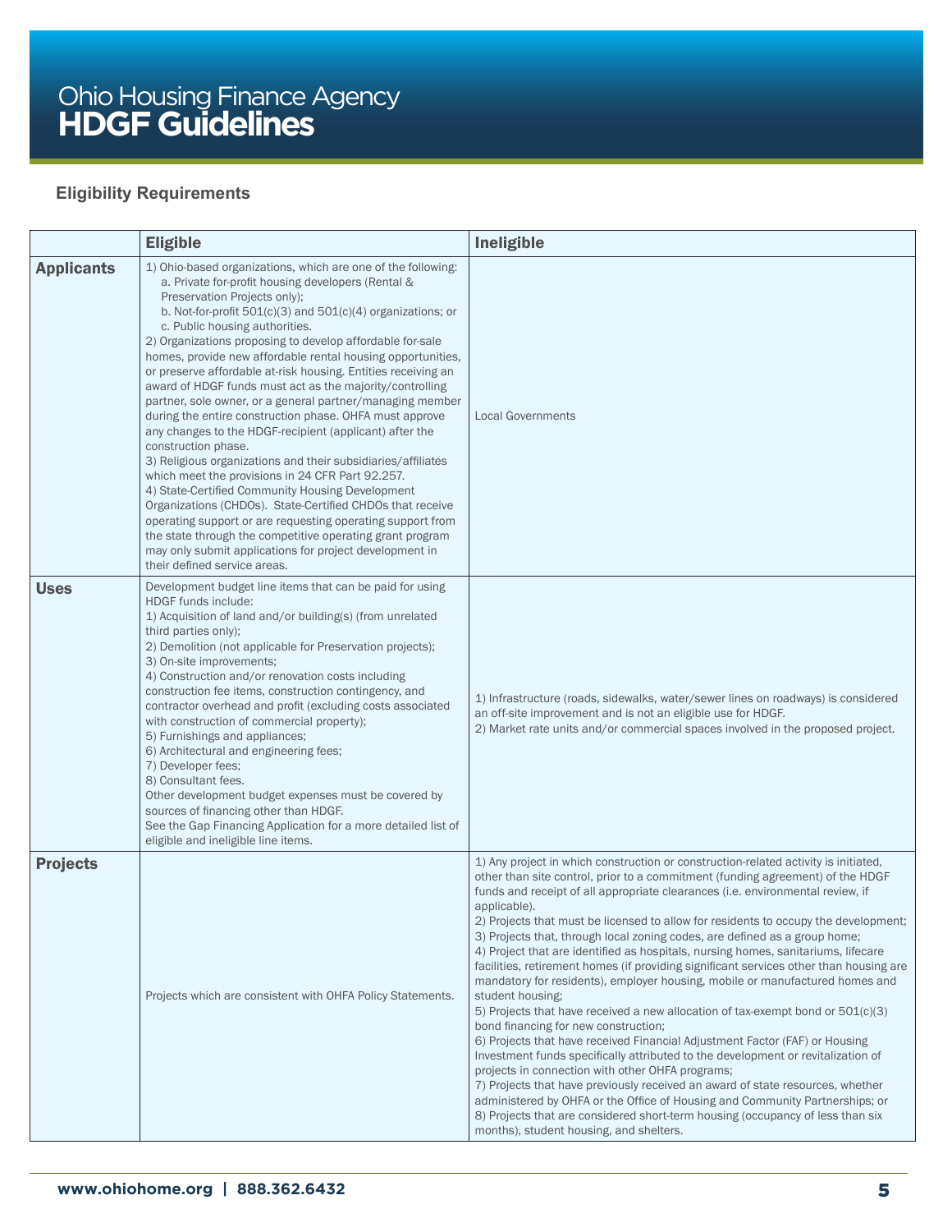## Eligibility Requirements

| | Eligible | Ineligible |
|---|---|---|
| **Applicants** | 1) Ohio-based organizations, which are one of the following:<br>a. Private for-profit housing developers (Rental & Preservation Projects only);<br>b. Not-for-profit 501(c)(3) and 501(c)(4) organizations; or<br>c. Public housing authorities.<br>2) Organizations proposing to develop affordable for-sale homes, provide new affordable rental housing opportunities, or preserve affordable at-risk housing. Entities receiving an award of HDGF funds must act as the majority/controlling partner, sole owner, or a general partner/managing member during the entire construction phase. OHFA must approve any changes to the HDGF-recipient (applicant) after the construction phase.<br>3) Religious organizations and their subsidiaries/affiliates which meet the provisions in 24 CFR Part 92.257.<br>4) State-Certified Community Housing Development Organizations (CHDOs). State-Certified CHDOs that receive operating support or are requesting operating support from the state through the competitive operating grant program may only submit applications for project development in their defined service areas. | Local Governments |
| **Uses** | Development budget line items that can be paid for using HDGF funds include:<br>1) Acquisition of land and/or building(s) (from unrelated third parties only);<br>2) Demolition (not applicable for Preservation projects);<br>3) On-site improvements;<br>4) Construction and/or renovation costs including construction fee items, construction contingency, and contractor overhead and profit (excluding costs associated with construction of commercial property);<br>5) Furnishings and appliances;<br>6) Architectural and engineering fees;<br>7) Developer fees;<br>8) Consultant fees.<br>Other development budget expenses must be covered by sources of financing other than HDGF.<br>See the Gap Financing Application for a more detailed list of eligible and ineligible line items. | 1) Infrastructure (roads, sidewalks, water/sewer lines on roadways) is considered an off-site improvement and is not an eligible use for HDGF.<br>2) Market rate units and/or commercial spaces involved in the proposed project. |
| **Projects** | Projects which are consistent with OHFA Policy Statements. | 1) Any project in which construction or construction-related activity is initiated, other than site control, prior to a commitment (funding agreement) of the HDGF funds and receipt of all appropriate clearances (i.e. environmental review, if applicable).<br>2) Projects that must be licensed to allow for residents to occupy the development;<br>3) Projects that, through local zoning codes, are defined as a group home;<br>4) Project that are identified as hospitals, nursing homes, sanitariums, lifecare facilities, retirement homes (if providing significant services other than housing are mandatory for residents), employer housing, mobile or manufactured homes and student housing;<br>5) Projects that have received a new allocation of tax-exempt bond or 501(c)(3) bond financing for new construction;<br>6) Projects that have received Financial Adjustment Factor (FAF) or Housing Investment funds specifically attributed to the development or revitalization of projects in connection with other OHFA programs;<br>7) Projects that have previously received an award of state resources, whether administered by OHFA or the Office of Housing and Community Partnerships; or<br>8) Projects that are considered short-term housing (occupancy of less than six months), student housing, and shelters. |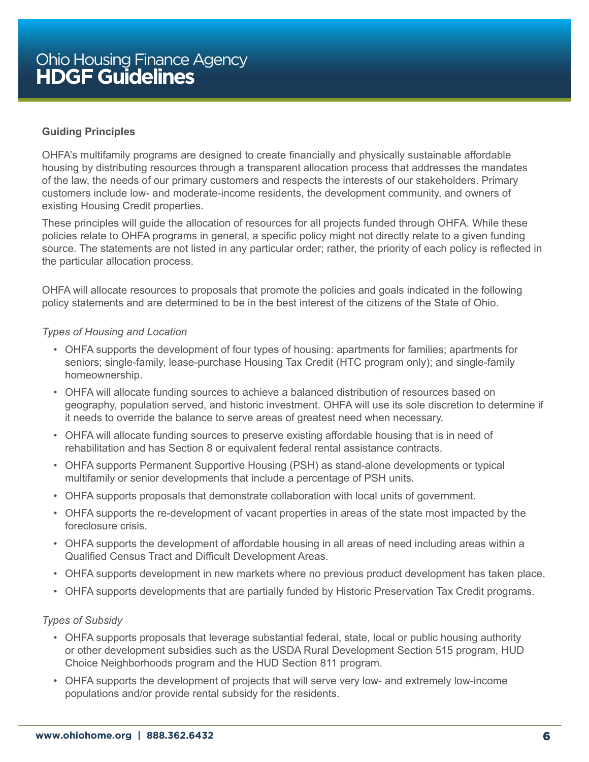## Guiding Principles

OHFA's multifamily programs are designed to create financially and physically sustainable affordable housing by distributing resources through a transparent allocation process that addresses the mandates of the law, the needs of our primary customers and respects the interests of our stakeholders. Primary customers include low- and moderate-income residents, the development community, and owners of existing Housing Credit properties.

These principles will guide the allocation of resources for all projects funded through OHFA. While these policies relate to OHFA programs in general, a specific policy might not directly relate to a given funding source. The statements are not listed in any particular order; rather, the priority of each policy is reflected in the particular allocation process.

OHFA will allocate resources to proposals that promote the policies and goals indicated in the following policy statements and are determined to be in the best interest of the citizens of the State of Ohio.

*Types of Housing and Location*

- OHFA supports the development of four types of housing: apartments for families; apartments for seniors; single-family, lease-purchase Housing Tax Credit (HTC program only); and single-family homeownership.
- OHFA will allocate funding sources to achieve a balanced distribution of resources based on geography, population served, and historic investment. OHFA will use its sole discretion to determine if it needs to override the balance to serve areas of greatest need when necessary.
- OHFA will allocate funding sources to preserve existing affordable housing that is in need of rehabilitation and has Section 8 or equivalent federal rental assistance contracts.
- OHFA supports Permanent Supportive Housing (PSH) as stand-alone developments or typical multifamily or senior developments that include a percentage of PSH units.
- OHFA supports proposals that demonstrate collaboration with local units of government.
- OHFA supports the re-development of vacant properties in areas of the state most impacted by the foreclosure crisis.
- OHFA supports the development of affordable housing in all areas of need including areas within a Qualified Census Tract and Difficult Development Areas.
- OHFA supports development in new markets where no previous product development has taken place.
- OHFA supports developments that are partially funded by Historic Preservation Tax Credit programs.

*Types of Subsidy*

- OHFA supports proposals that leverage substantial federal, state, local or public housing authority or other development subsidies such as the USDA Rural Development Section 515 program, HUD Choice Neighborhoods program and the HUD Section 811 program.
- OHFA supports the development of projects that will serve very low- and extremely low-income populations and/or provide rental subsidy for the residents.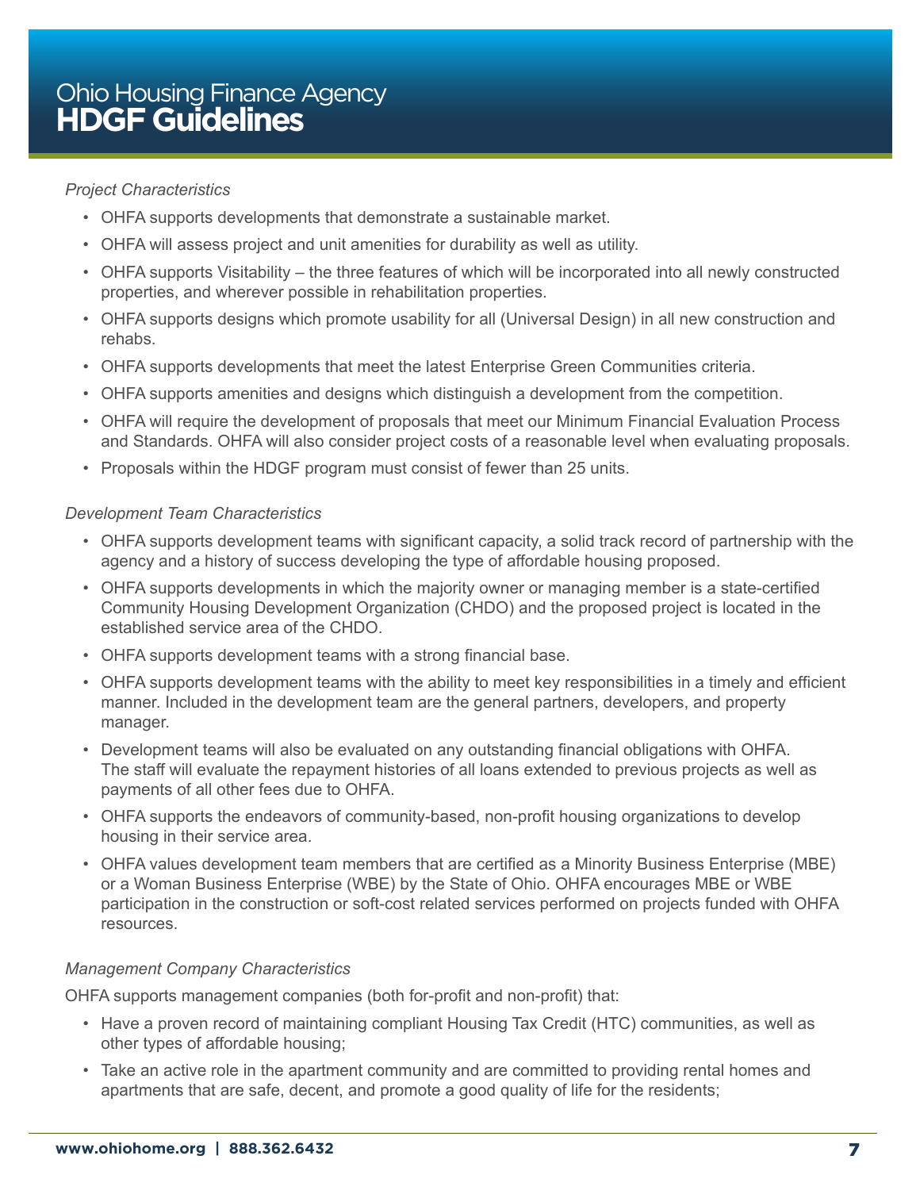*Project Characteristics*

- OHFA supports developments that demonstrate a sustainable market.
- OHFA will assess project and unit amenities for durability as well as utility.
- OHFA supports Visitability – the three features of which will be incorporated into all newly constructed properties, and wherever possible in rehabilitation properties.
- OHFA supports designs which promote usability for all (Universal Design) in all new construction and rehabs.
- OHFA supports developments that meet the latest Enterprise Green Communities criteria.
- OHFA supports amenities and designs which distinguish a development from the competition.
- OHFA will require the development of proposals that meet our Minimum Financial Evaluation Process and Standards. OHFA will also consider project costs of a reasonable level when evaluating proposals.
- Proposals within the HDGF program must consist of fewer than 25 units.

*Development Team Characteristics*

- OHFA supports development teams with significant capacity, a solid track record of partnership with the agency and a history of success developing the type of affordable housing proposed.
- OHFA supports developments in which the majority owner or managing member is a state-certified Community Housing Development Organization (CHDO) and the proposed project is located in the established service area of the CHDO.
- OHFA supports development teams with a strong financial base.
- OHFA supports development teams with the ability to meet key responsibilities in a timely and efficient manner. Included in the development team are the general partners, developers, and property manager.
- Development teams will also be evaluated on any outstanding financial obligations with OHFA. The staff will evaluate the repayment histories of all loans extended to previous projects as well as payments of all other fees due to OHFA.
- OHFA supports the endeavors of community-based, non-profit housing organizations to develop housing in their service area.
- OHFA values development team members that are certified as a Minority Business Enterprise (MBE) or a Woman Business Enterprise (WBE) by the State of Ohio. OHFA encourages MBE or WBE participation in the construction or soft-cost related services performed on projects funded with OHFA resources.

*Management Company Characteristics*

OHFA supports management companies (both for-profit and non-profit) that:

- Have a proven record of maintaining compliant Housing Tax Credit (HTC) communities, as well as other types of affordable housing;
- Take an active role in the apartment community and are committed to providing rental homes and apartments that are safe, decent, and promote a good quality of life for the residents;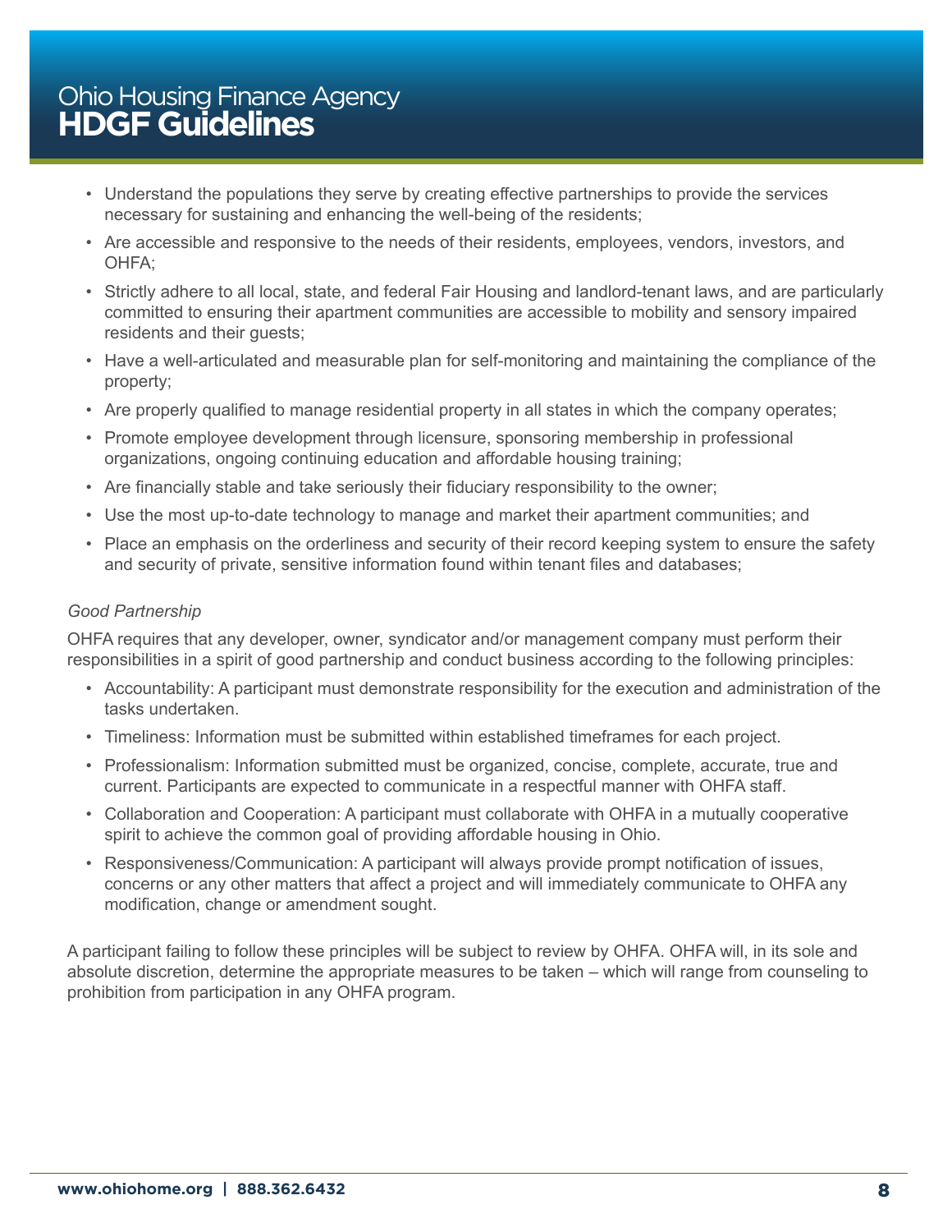- Understand the populations they serve by creating effective partnerships to provide the services necessary for sustaining and enhancing the well-being of the residents;
- Are accessible and responsive to the needs of their residents, employees, vendors, investors, and OHFA;
- Strictly adhere to all local, state, and federal Fair Housing and landlord-tenant laws, and are particularly committed to ensuring their apartment communities are accessible to mobility and sensory impaired residents and their guests;
- Have a well-articulated and measurable plan for self-monitoring and maintaining the compliance of the property;
- Are properly qualified to manage residential property in all states in which the company operates;
- Promote employee development through licensure, sponsoring membership in professional organizations, ongoing continuing education and affordable housing training;
- Are financially stable and take seriously their fiduciary responsibility to the owner;
- Use the most up-to-date technology to manage and market their apartment communities; and
- Place an emphasis on the orderliness and security of their record keeping system to ensure the safety and security of private, sensitive information found within tenant files and databases;

*Good Partnership*

OHFA requires that any developer, owner, syndicator and/or management company must perform their responsibilities in a spirit of good partnership and conduct business according to the following principles:

- Accountability: A participant must demonstrate responsibility for the execution and administration of the tasks undertaken.
- Timeliness: Information must be submitted within established timeframes for each project.
- Professionalism: Information submitted must be organized, concise, complete, accurate, true and current. Participants are expected to communicate in a respectful manner with OHFA staff.
- Collaboration and Cooperation: A participant must collaborate with OHFA in a mutually cooperative spirit to achieve the common goal of providing affordable housing in Ohio.
- Responsiveness/Communication: A participant will always provide prompt notification of issues, concerns or any other matters that affect a project and will immediately communicate to OHFA any modification, change or amendment sought.

A participant failing to follow these principles will be subject to review by OHFA. OHFA will, in its sole and absolute discretion, determine the appropriate measures to be taken – which will range from counseling to prohibition from participation in any OHFA program.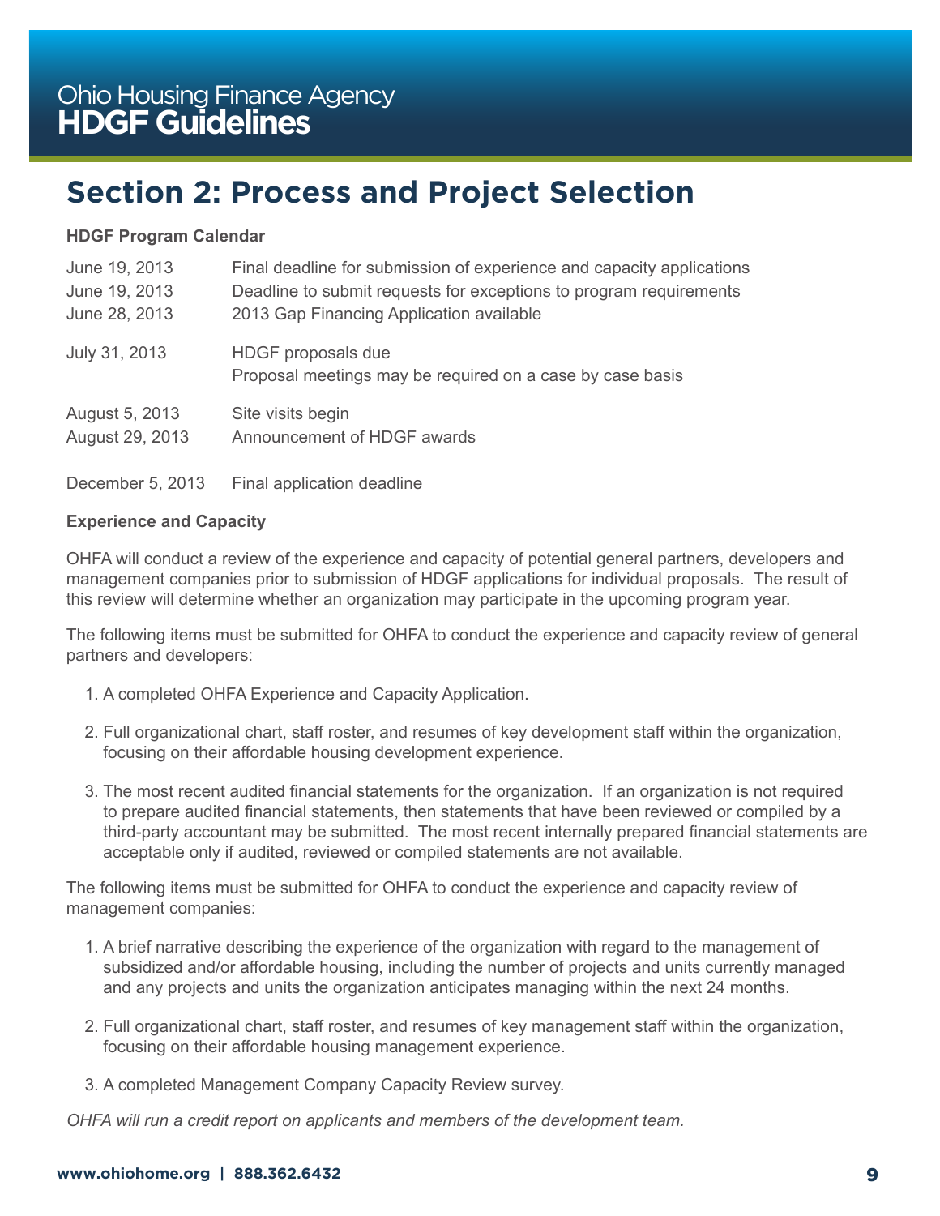## Section 2: Process and Project Selection

**HDGF Program Calendar**

| | |
|---|---|
| June 19, 2013 | Final deadline for submission of experience and capacity applications |
| June 19, 2013 | Deadline to submit requests for exceptions to program requirements |
| June 28, 2013 | 2013 Gap Financing Application available |
| July 31, 2013 | HDGF proposals due<br>Proposal meetings may be required on a case by case basis |
| August 5, 2013 | Site visits begin |
| August 29, 2013 | Announcement of HDGF awards |
| December 5, 2013 | Final application deadline |

**Experience and Capacity**

OHFA will conduct a review of the experience and capacity of potential general partners, developers and management companies prior to submission of HDGF applications for individual proposals. The result of this review will determine whether an organization may participate in the upcoming program year.

The following items must be submitted for OHFA to conduct the experience and capacity review of general partners and developers:

1. A completed OHFA Experience and Capacity Application.
2. Full organizational chart, staff roster, and resumes of key development staff within the organization, focusing on their affordable housing development experience.
3. The most recent audited financial statements for the organization. If an organization is not required to prepare audited financial statements, then statements that have been reviewed or compiled by a third-party accountant may be submitted. The most recent internally prepared financial statements are acceptable only if audited, reviewed or compiled statements are not available.

The following items must be submitted for OHFA to conduct the experience and capacity review of management companies:

1. A brief narrative describing the experience of the organization with regard to the management of subsidized and/or affordable housing, including the number of projects and units currently managed and any projects and units the organization anticipates managing within the next 24 months.
2. Full organizational chart, staff roster, and resumes of key management staff within the organization, focusing on their affordable housing management experience.
3. A completed Management Company Capacity Review survey.

*OHFA will run a credit report on applicants and members of the development team.*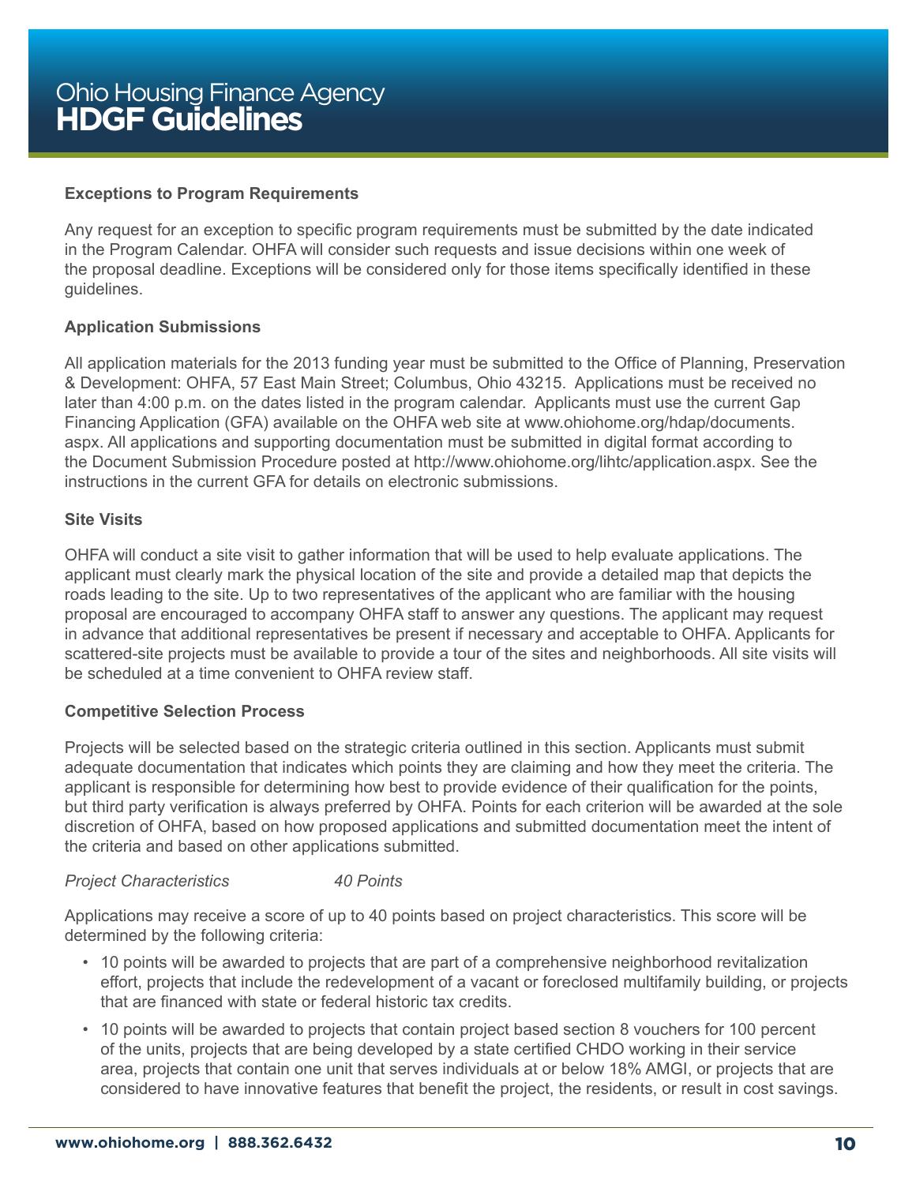**Exceptions to Program Requirements**

Any request for an exception to specific program requirements must be submitted by the date indicated in the Program Calendar. OHFA will consider such requests and issue decisions within one week of the proposal deadline. Exceptions will be considered only for those items specifically identified in these guidelines.

**Application Submissions**

All application materials for the 2013 funding year must be submitted to the Office of Planning, Preservation & Development: OHFA, 57 East Main Street; Columbus, Ohio 43215. Applications must be received no later than 4:00 p.m. on the dates listed in the program calendar. Applicants must use the current Gap Financing Application (GFA) available on the OHFA web site at www.ohiohome.org/hdap/documents.aspx. All applications and supporting documentation must be submitted in digital format according to the Document Submission Procedure posted at http://www.ohiohome.org/lihtc/application.aspx. See the instructions in the current GFA for details on electronic submissions.

**Site Visits**

OHFA will conduct a site visit to gather information that will be used to help evaluate applications. The applicant must clearly mark the physical location of the site and provide a detailed map that depicts the roads leading to the site. Up to two representatives of the applicant who are familiar with the housing proposal are encouraged to accompany OHFA staff to answer any questions. The applicant may request in advance that additional representatives be present if necessary and acceptable to OHFA. Applicants for scattered-site projects must be available to provide a tour of the sites and neighborhoods. All site visits will be scheduled at a time convenient to OHFA review staff.

**Competitive Selection Process**

Projects will be selected based on the strategic criteria outlined in this section. Applicants must submit adequate documentation that indicates which points they are claiming and how they meet the criteria. The applicant is responsible for determining how best to provide evidence of their qualification for the points, but third party verification is always preferred by OHFA. Points for each criterion will be awarded at the sole discretion of OHFA, based on how proposed applications and submitted documentation meet the intent of the criteria and based on other applications submitted.

*Project Characteristics* *40 Points*

Applications may receive a score of up to 40 points based on project characteristics. This score will be determined by the following criteria:

- 10 points will be awarded to projects that are part of a comprehensive neighborhood revitalization effort, projects that include the redevelopment of a vacant or foreclosed multifamily building, or projects that are financed with state or federal historic tax credits.
- 10 points will be awarded to projects that contain project based section 8 vouchers for 100 percent of the units, projects that are being developed by a state certified CHDO working in their service area, projects that contain one unit that serves individuals at or below 18% AMGI, or projects that are considered to have innovative features that benefit the project, the residents, or result in cost savings.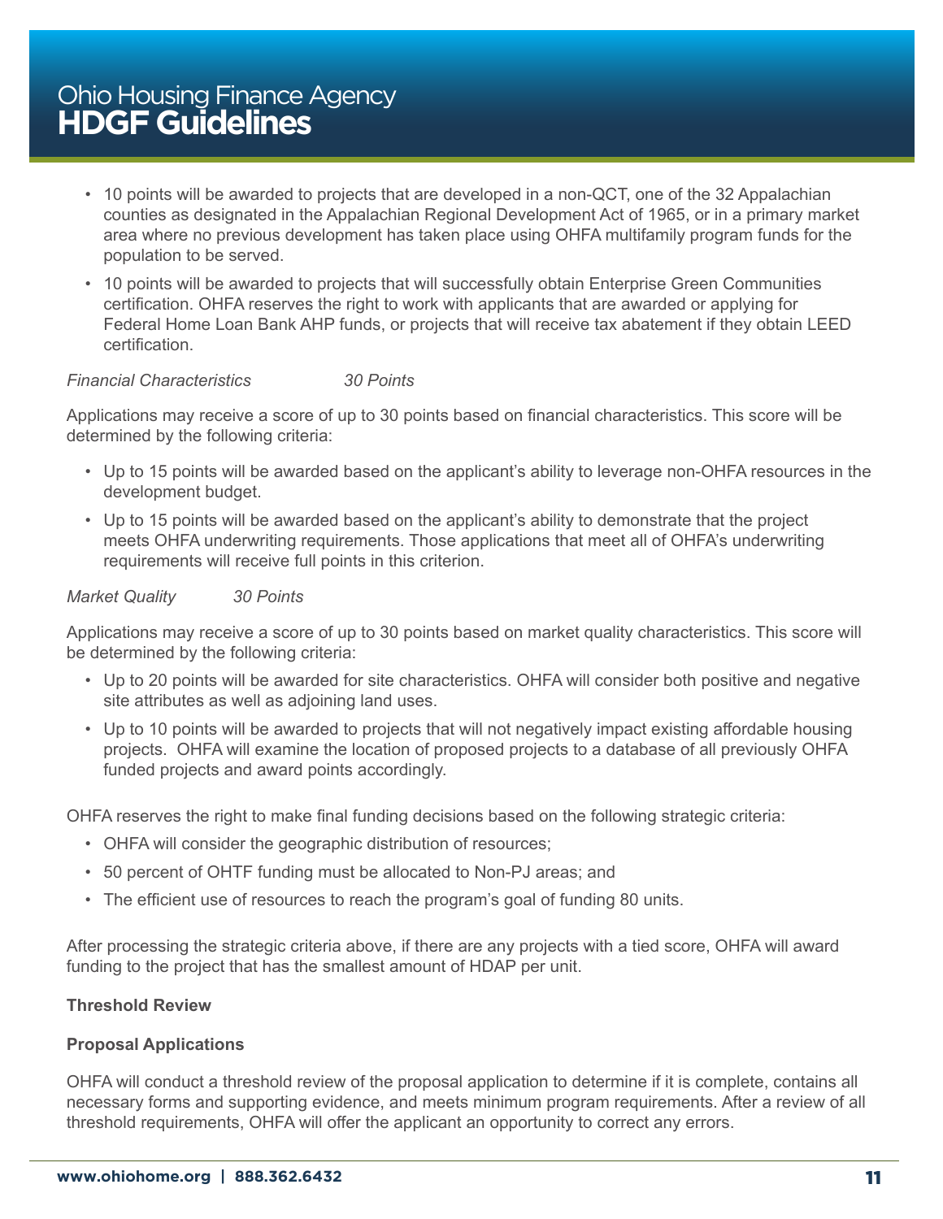- 10 points will be awarded to projects that are developed in a non-QCT, one of the 32 Appalachian counties as designated in the Appalachian Regional Development Act of 1965, or in a primary market area where no previous development has taken place using OHFA multifamily program funds for the population to be served.
- 10 points will be awarded to projects that will successfully obtain Enterprise Green Communities certification. OHFA reserves the right to work with applicants that are awarded or applying for Federal Home Loan Bank AHP funds, or projects that will receive tax abatement if they obtain LEED certification.

*Financial Characteristics 30 Points*

Applications may receive a score of up to 30 points based on financial characteristics. This score will be determined by the following criteria:

- Up to 15 points will be awarded based on the applicant's ability to leverage non-OHFA resources in the development budget.
- Up to 15 points will be awarded based on the applicant's ability to demonstrate that the project meets OHFA underwriting requirements. Those applications that meet all of OHFA's underwriting requirements will receive full points in this criterion.

*Market Quality 30 Points*

Applications may receive a score of up to 30 points based on market quality characteristics. This score will be determined by the following criteria:

- Up to 20 points will be awarded for site characteristics. OHFA will consider both positive and negative site attributes as well as adjoining land uses.
- Up to 10 points will be awarded to projects that will not negatively impact existing affordable housing projects. OHFA will examine the location of proposed projects to a database of all previously OHFA funded projects and award points accordingly.

OHFA reserves the right to make final funding decisions based on the following strategic criteria:

- OHFA will consider the geographic distribution of resources;
- 50 percent of OHTF funding must be allocated to Non-PJ areas; and
- The efficient use of resources to reach the program's goal of funding 80 units.

After processing the strategic criteria above, if there are any projects with a tied score, OHFA will award funding to the project that has the smallest amount of HDAP per unit.

**Threshold Review**

**Proposal Applications**

OHFA will conduct a threshold review of the proposal application to determine if it is complete, contains all necessary forms and supporting evidence, and meets minimum program requirements. After a review of all threshold requirements, OHFA will offer the applicant an opportunity to correct any errors.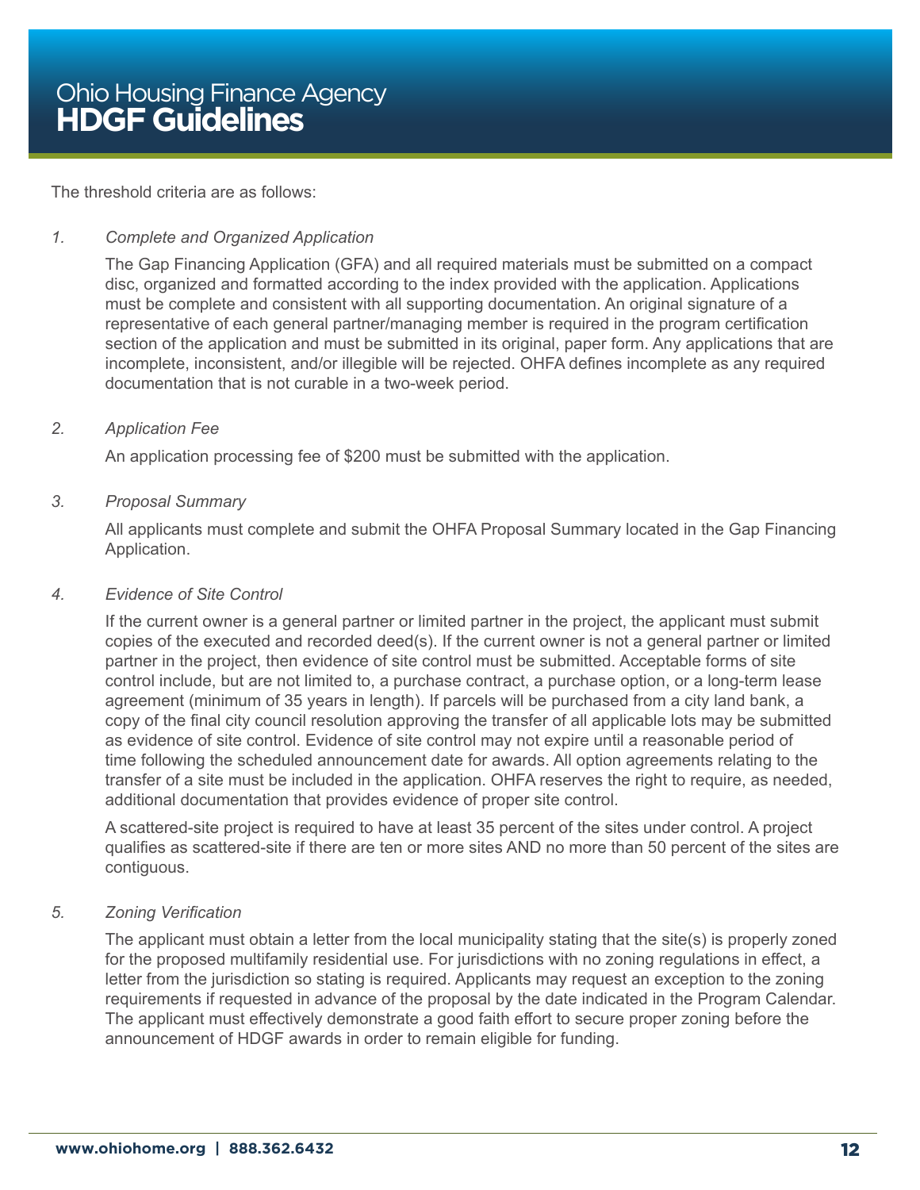The threshold criteria are as follows:

1. *Complete and Organized Application*

   The Gap Financing Application (GFA) and all required materials must be submitted on a compact disc, organized and formatted according to the index provided with the application. Applications must be complete and consistent with all supporting documentation. An original signature of a representative of each general partner/managing member is required in the program certification section of the application and must be submitted in its original, paper form. Any applications that are incomplete, inconsistent, and/or illegible will be rejected. OHFA defines incomplete as any required documentation that is not curable in a two-week period.

2. *Application Fee*

   An application processing fee of $200 must be submitted with the application.

3. *Proposal Summary*

   All applicants must complete and submit the OHFA Proposal Summary located in the Gap Financing Application.

4. *Evidence of Site Control*

   If the current owner is a general partner or limited partner in the project, the applicant must submit copies of the executed and recorded deed(s). If the current owner is not a general partner or limited partner in the project, then evidence of site control must be submitted. Acceptable forms of site control include, but are not limited to, a purchase contract, a purchase option, or a long-term lease agreement (minimum of 35 years in length). If parcels will be purchased from a city land bank, a copy of the final city council resolution approving the transfer of all applicable lots may be submitted as evidence of site control. Evidence of site control may not expire until a reasonable period of time following the scheduled announcement date for awards. All option agreements relating to the transfer of a site must be included in the application. OHFA reserves the right to require, as needed, additional documentation that provides evidence of proper site control.

   A scattered-site project is required to have at least 35 percent of the sites under control. A project qualifies as scattered-site if there are ten or more sites AND no more than 50 percent of the sites are contiguous.

5. *Zoning Verification*

   The applicant must obtain a letter from the local municipality stating that the site(s) is properly zoned for the proposed multifamily residential use. For jurisdictions with no zoning regulations in effect, a letter from the jurisdiction so stating is required. Applicants may request an exception to the zoning requirements if requested in advance of the proposal by the date indicated in the Program Calendar. The applicant must effectively demonstrate a good faith effort to secure proper zoning before the announcement of HDGF awards in order to remain eligible for funding.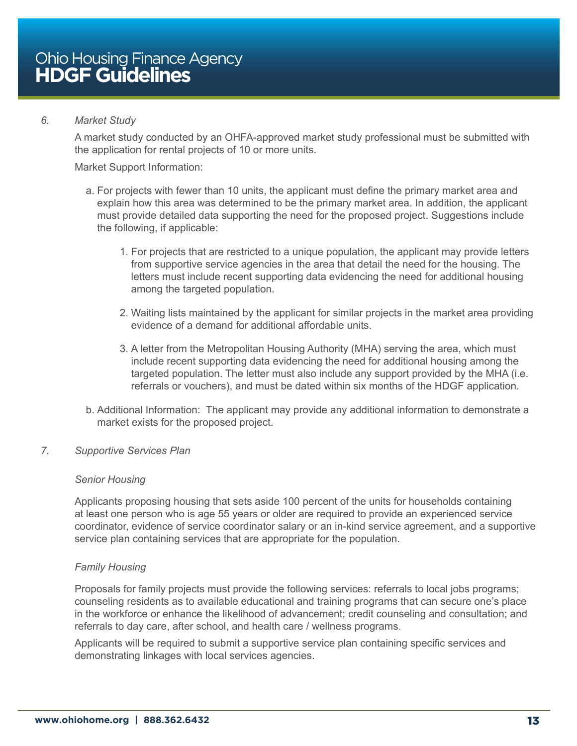*6. Market Study*

A market study conducted by an OHFA-approved market study professional must be submitted with the application for rental projects of 10 or more units.

Market Support Information:

a. For projects with fewer than 10 units, the applicant must define the primary market area and explain how this area was determined to be the primary market area. In addition, the applicant must provide detailed data supporting the need for the proposed project. Suggestions include the following, if applicable:

   1. For projects that are restricted to a unique population, the applicant may provide letters from supportive service agencies in the area that detail the need for the housing. The letters must include recent supporting data evidencing the need for additional housing among the targeted population.

   2. Waiting lists maintained by the applicant for similar projects in the market area providing evidence of a demand for additional affordable units.

   3. A letter from the Metropolitan Housing Authority (MHA) serving the area, which must include recent supporting data evidencing the need for additional housing among the targeted population. The letter must also include any support provided by the MHA (i.e. referrals or vouchers), and must be dated within six months of the HDGF application.

b. Additional Information: The applicant may provide any additional information to demonstrate a market exists for the proposed project.

*7. Supportive Services Plan*

*Senior Housing*

Applicants proposing housing that sets aside 100 percent of the units for households containing at least one person who is age 55 years or older are required to provide an experienced service coordinator, evidence of service coordinator salary or an in-kind service agreement, and a supportive service plan containing services that are appropriate for the population.

*Family Housing*

Proposals for family projects must provide the following services: referrals to local jobs programs; counseling residents as to available educational and training programs that can secure one's place in the workforce or enhance the likelihood of advancement; credit counseling and consultation; and referrals to day care, after school, and health care / wellness programs.

Applicants will be required to submit a supportive service plan containing specific services and demonstrating linkages with local services agencies.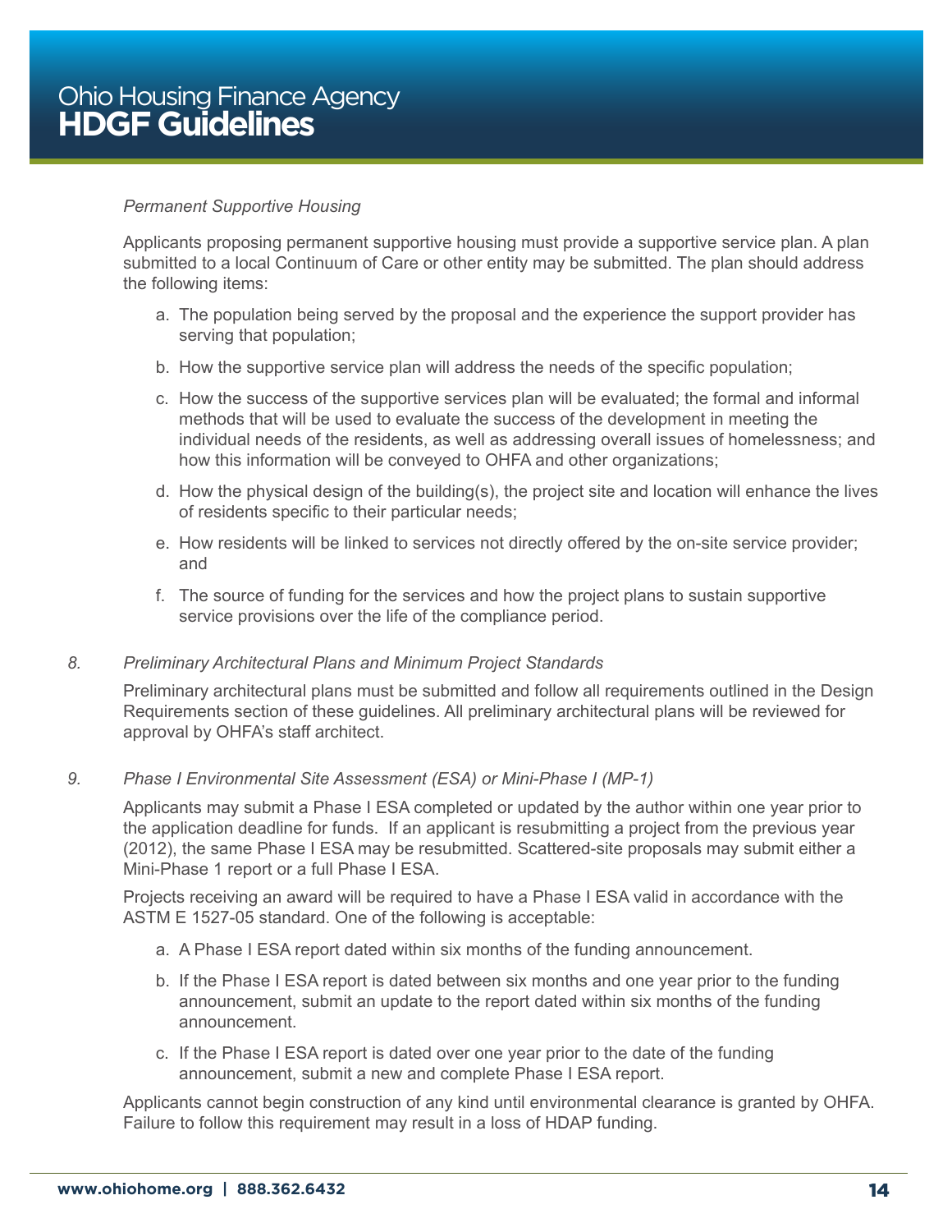*Permanent Supportive Housing*

Applicants proposing permanent supportive housing must provide a supportive service plan. A plan submitted to a local Continuum of Care or other entity may be submitted. The plan should address the following items:

a. The population being served by the proposal and the experience the support provider has serving that population;

b. How the supportive service plan will address the needs of the specific population;

c. How the success of the supportive services plan will be evaluated; the formal and informal methods that will be used to evaluate the success of the development in meeting the individual needs of the residents, as well as addressing overall issues of homelessness; and how this information will be conveyed to OHFA and other organizations;

d. How the physical design of the building(s), the project site and location will enhance the lives of residents specific to their particular needs;

e. How residents will be linked to services not directly offered by the on-site service provider; and

f. The source of funding for the services and how the project plans to sustain supportive service provisions over the life of the compliance period.

8. *Preliminary Architectural Plans and Minimum Project Standards*

Preliminary architectural plans must be submitted and follow all requirements outlined in the Design Requirements section of these guidelines. All preliminary architectural plans will be reviewed for approval by OHFA's staff architect.

9. *Phase I Environmental Site Assessment (ESA) or Mini-Phase I (MP-1)*

Applicants may submit a Phase I ESA completed or updated by the author within one year prior to the application deadline for funds. If an applicant is resubmitting a project from the previous year (2012), the same Phase I ESA may be resubmitted. Scattered-site proposals may submit either a Mini-Phase 1 report or a full Phase I ESA.

Projects receiving an award will be required to have a Phase I ESA valid in accordance with the ASTM E 1527-05 standard. One of the following is acceptable:

a. A Phase I ESA report dated within six months of the funding announcement.

b. If the Phase I ESA report is dated between six months and one year prior to the funding announcement, submit an update to the report dated within six months of the funding announcement.

c. If the Phase I ESA report is dated over one year prior to the date of the funding announcement, submit a new and complete Phase I ESA report.

Applicants cannot begin construction of any kind until environmental clearance is granted by OHFA. Failure to follow this requirement may result in a loss of HDAP funding.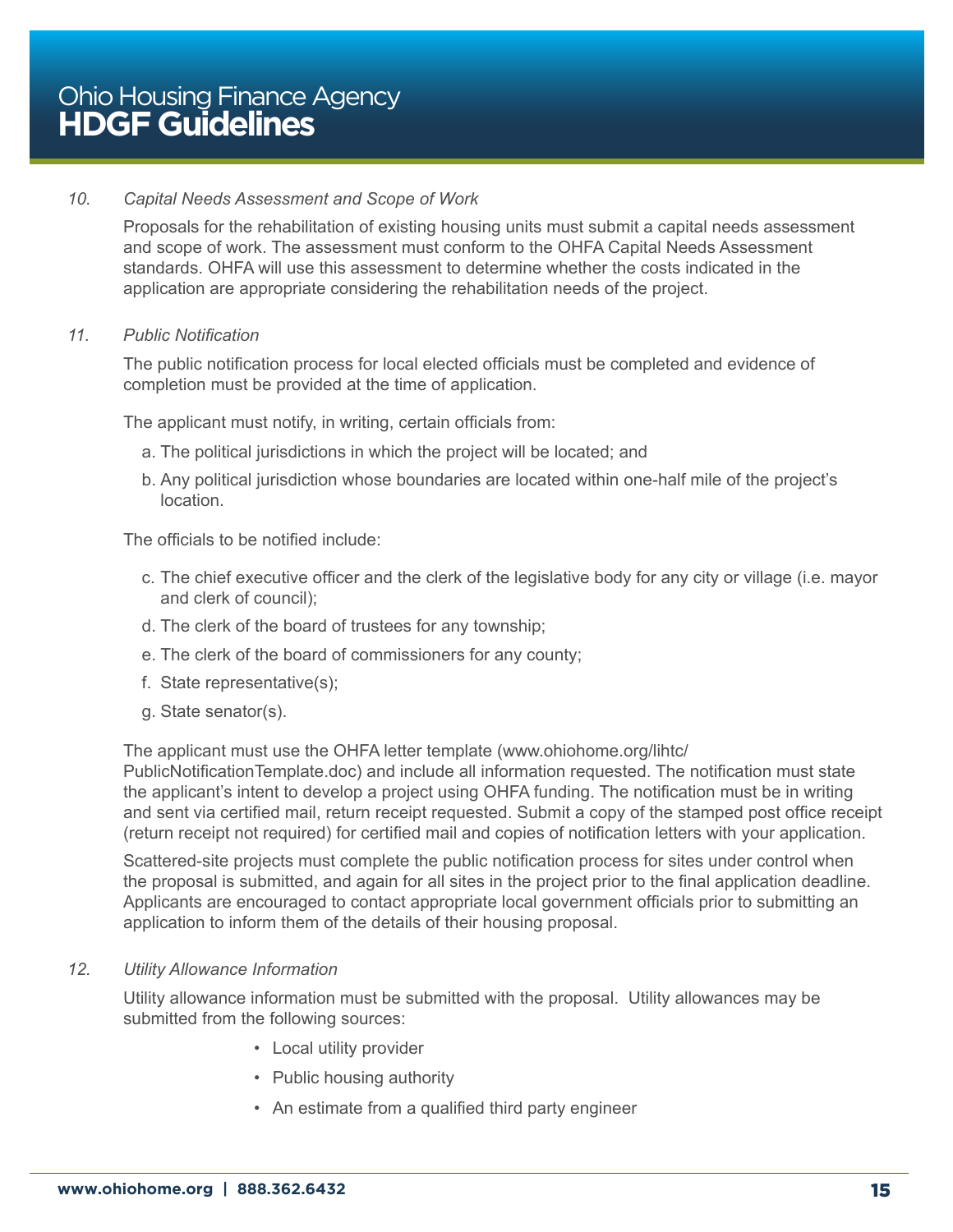*10. Capital Needs Assessment and Scope of Work*

Proposals for the rehabilitation of existing housing units must submit a capital needs assessment and scope of work. The assessment must conform to the OHFA Capital Needs Assessment standards. OHFA will use this assessment to determine whether the costs indicated in the application are appropriate considering the rehabilitation needs of the project.

*11. Public Notification*

The public notification process for local elected officials must be completed and evidence of completion must be provided at the time of application.

The applicant must notify, in writing, certain officials from:

a. The political jurisdictions in which the project will be located; and

b. Any political jurisdiction whose boundaries are located within one-half mile of the project's location.

The officials to be notified include:

c. The chief executive officer and the clerk of the legislative body for any city or village (i.e. mayor and clerk of council);

d. The clerk of the board of trustees for any township;

e. The clerk of the board of commissioners for any county;

f. State representative(s);

g. State senator(s).

The applicant must use the OHFA letter template (www.ohiohome.org/lihtc/PublicNotificationTemplate.doc) and include all information requested. The notification must state the applicant's intent to develop a project using OHFA funding. The notification must be in writing and sent via certified mail, return receipt requested. Submit a copy of the stamped post office receipt (return receipt not required) for certified mail and copies of notification letters with your application.

Scattered-site projects must complete the public notification process for sites under control when the proposal is submitted, and again for all sites in the project prior to the final application deadline. Applicants are encouraged to contact appropriate local government officials prior to submitting an application to inform them of the details of their housing proposal.

*12. Utility Allowance Information*

Utility allowance information must be submitted with the proposal. Utility allowances may be submitted from the following sources:

- Local utility provider
- Public housing authority
- An estimate from a qualified third party engineer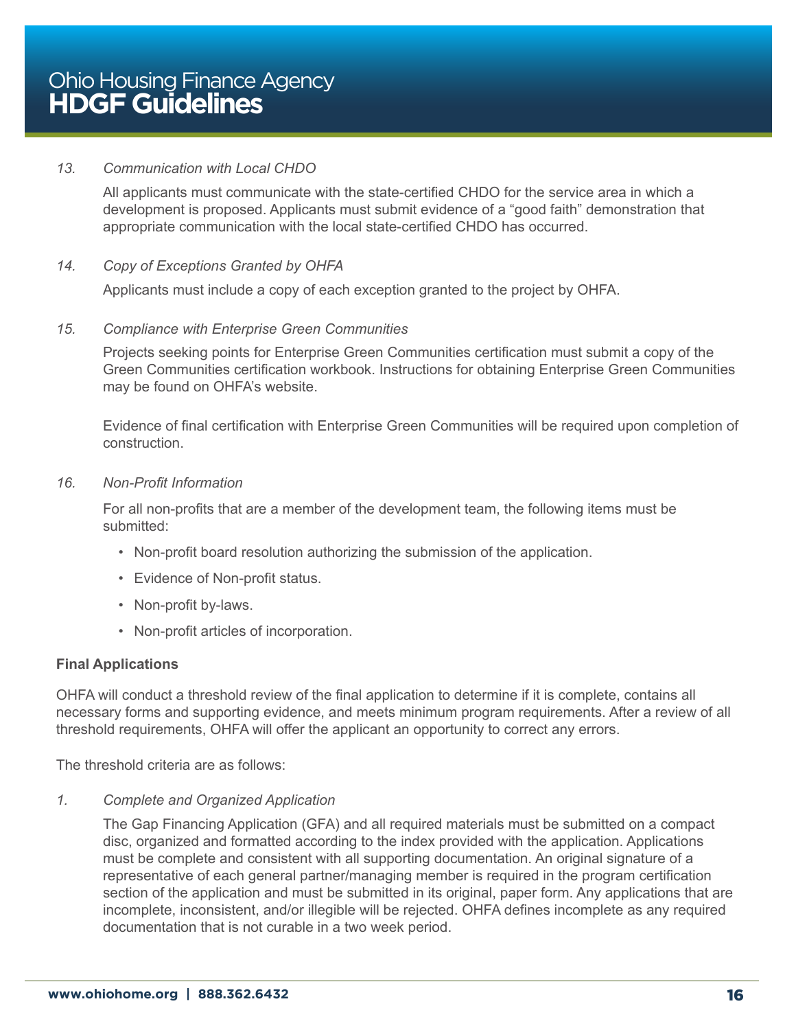*13. Communication with Local CHDO*

All applicants must communicate with the state-certified CHDO for the service area in which a development is proposed. Applicants must submit evidence of a "good faith" demonstration that appropriate communication with the local state-certified CHDO has occurred.

*14. Copy of Exceptions Granted by OHFA*

Applicants must include a copy of each exception granted to the project by OHFA.

*15. Compliance with Enterprise Green Communities*

Projects seeking points for Enterprise Green Communities certification must submit a copy of the Green Communities certification workbook. Instructions for obtaining Enterprise Green Communities may be found on OHFA's website.

Evidence of final certification with Enterprise Green Communities will be required upon completion of construction.

*16. Non-Profit Information*

For all non-profits that are a member of the development team, the following items must be submitted:

- Non-profit board resolution authorizing the submission of the application.
- Evidence of Non-profit status.
- Non-profit by-laws.
- Non-profit articles of incorporation.

**Final Applications**

OHFA will conduct a threshold review of the final application to determine if it is complete, contains all necessary forms and supporting evidence, and meets minimum program requirements. After a review of all threshold requirements, OHFA will offer the applicant an opportunity to correct any errors.

The threshold criteria are as follows:

*1. Complete and Organized Application*

The Gap Financing Application (GFA) and all required materials must be submitted on a compact disc, organized and formatted according to the index provided with the application. Applications must be complete and consistent with all supporting documentation. An original signature of a representative of each general partner/managing member is required in the program certification section of the application and must be submitted in its original, paper form. Any applications that are incomplete, inconsistent, and/or illegible will be rejected. OHFA defines incomplete as any required documentation that is not curable in a two week period.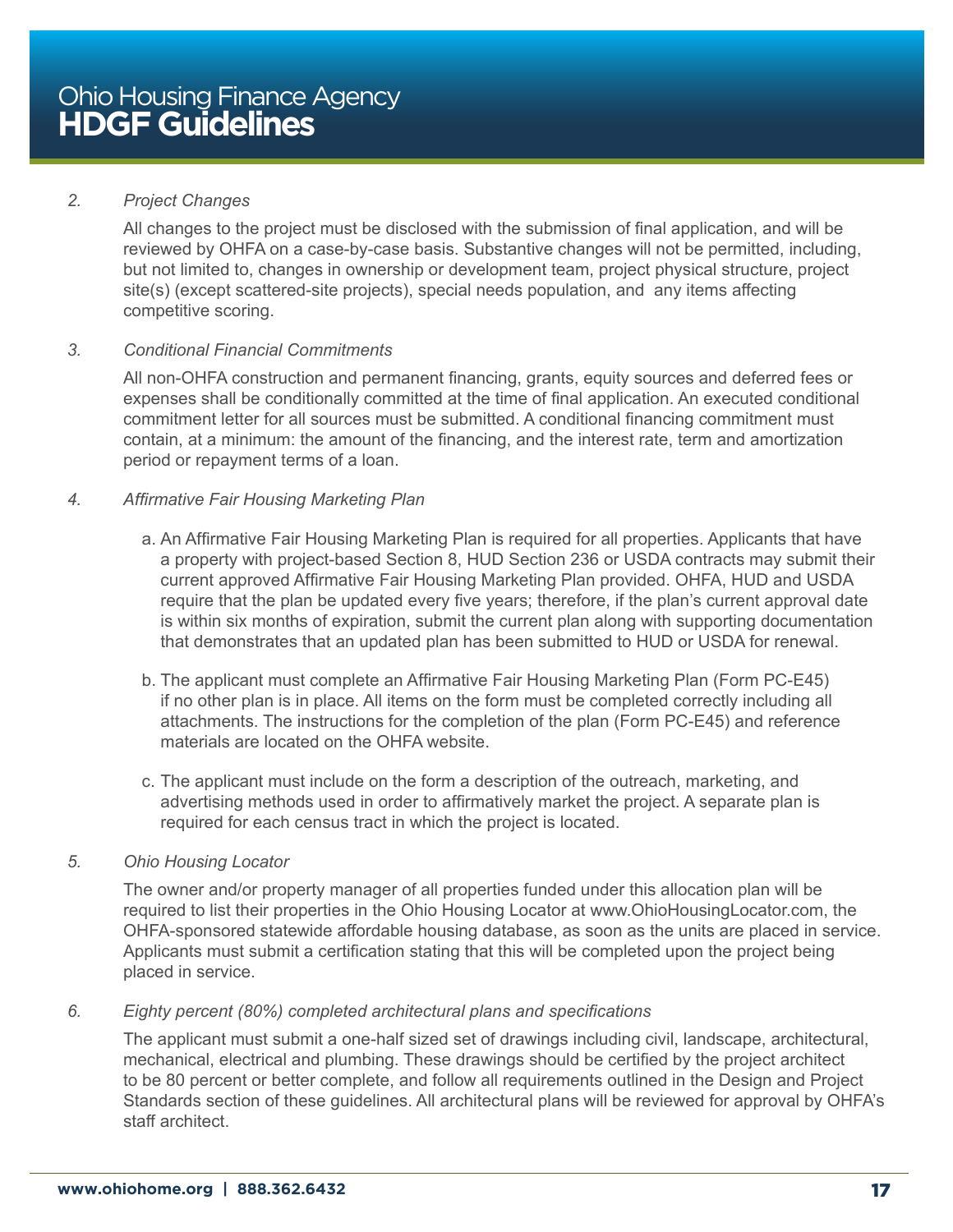*2. Project Changes*

All changes to the project must be disclosed with the submission of final application, and will be reviewed by OHFA on a case-by-case basis. Substantive changes will not be permitted, including, but not limited to, changes in ownership or development team, project physical structure, project site(s) (except scattered-site projects), special needs population, and any items affecting competitive scoring.

*3. Conditional Financial Commitments*

All non-OHFA construction and permanent financing, grants, equity sources and deferred fees or expenses shall be conditionally committed at the time of final application. An executed conditional commitment letter for all sources must be submitted. A conditional financing commitment must contain, at a minimum: the amount of the financing, and the interest rate, term and amortization period or repayment terms of a loan.

*4. Affirmative Fair Housing Marketing Plan*

a. An Affirmative Fair Housing Marketing Plan is required for all properties. Applicants that have a property with project-based Section 8, HUD Section 236 or USDA contracts may submit their current approved Affirmative Fair Housing Marketing Plan provided. OHFA, HUD and USDA require that the plan be updated every five years; therefore, if the plan's current approval date is within six months of expiration, submit the current plan along with supporting documentation that demonstrates that an updated plan has been submitted to HUD or USDA for renewal.

b. The applicant must complete an Affirmative Fair Housing Marketing Plan (Form PC-E45) if no other plan is in place. All items on the form must be completed correctly including all attachments. The instructions for the completion of the plan (Form PC-E45) and reference materials are located on the OHFA website.

c. The applicant must include on the form a description of the outreach, marketing, and advertising methods used in order to affirmatively market the project. A separate plan is required for each census tract in which the project is located.

*5. Ohio Housing Locator*

The owner and/or property manager of all properties funded under this allocation plan will be required to list their properties in the Ohio Housing Locator at www.OhioHousingLocator.com, the OHFA-sponsored statewide affordable housing database, as soon as the units are placed in service. Applicants must submit a certification stating that this will be completed upon the project being placed in service.

*6. Eighty percent (80%) completed architectural plans and specifications*

The applicant must submit a one-half sized set of drawings including civil, landscape, architectural, mechanical, electrical and plumbing. These drawings should be certified by the project architect to be 80 percent or better complete, and follow all requirements outlined in the Design and Project Standards section of these guidelines. All architectural plans will be reviewed for approval by OHFA's staff architect.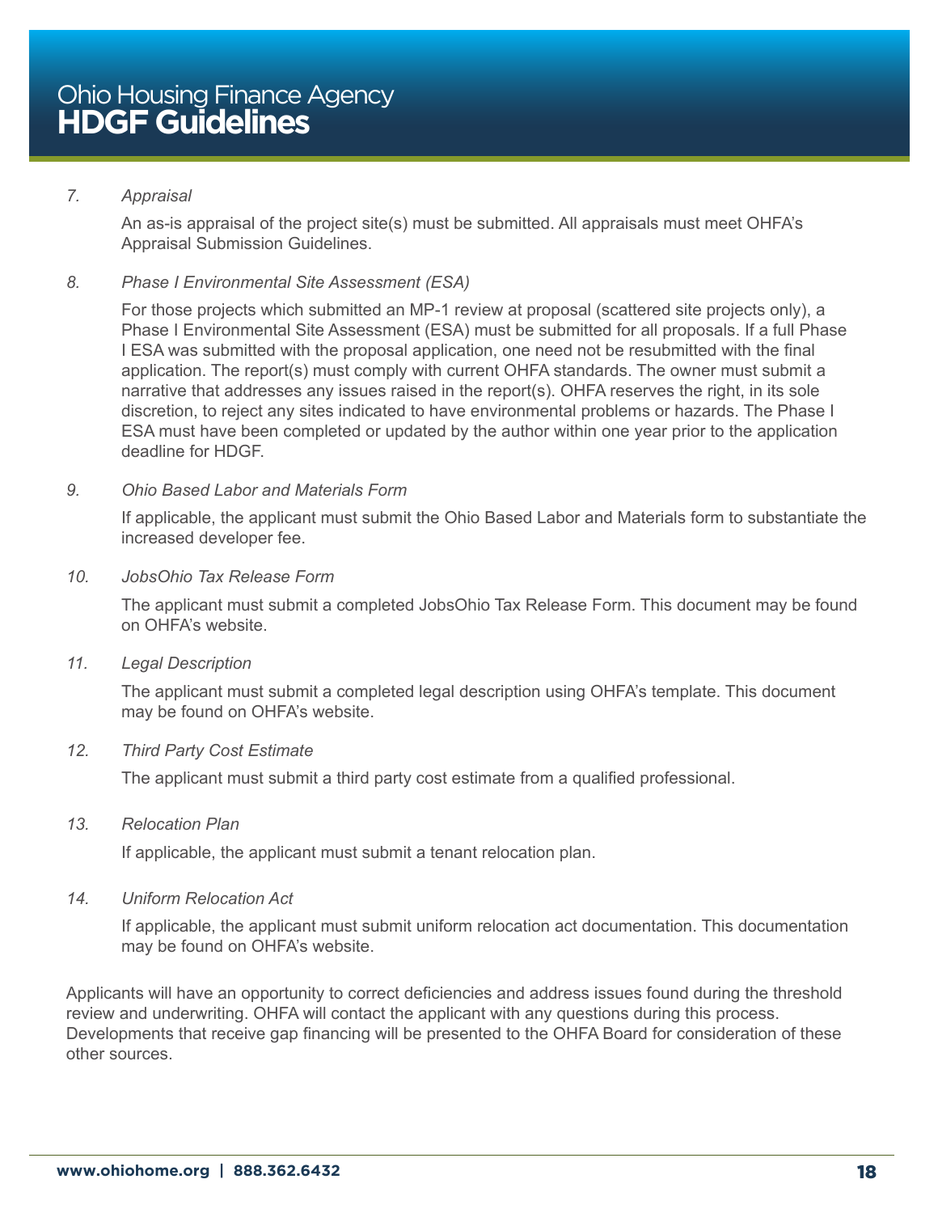7. *Appraisal*

   An as-is appraisal of the project site(s) must be submitted. All appraisals must meet OHFA's Appraisal Submission Guidelines.

8. *Phase I Environmental Site Assessment (ESA)*

   For those projects which submitted an MP-1 review at proposal (scattered site projects only), a Phase I Environmental Site Assessment (ESA) must be submitted for all proposals. If a full Phase I ESA was submitted with the proposal application, one need not be resubmitted with the final application. The report(s) must comply with current OHFA standards. The owner must submit a narrative that addresses any issues raised in the report(s). OHFA reserves the right, in its sole discretion, to reject any sites indicated to have environmental problems or hazards. The Phase I ESA must have been completed or updated by the author within one year prior to the application deadline for HDGF.

9. *Ohio Based Labor and Materials Form*

   If applicable, the applicant must submit the Ohio Based Labor and Materials form to substantiate the increased developer fee.

10. *JobsOhio Tax Release Form*

    The applicant must submit a completed JobsOhio Tax Release Form. This document may be found on OHFA's website.

11. *Legal Description*

    The applicant must submit a completed legal description using OHFA's template. This document may be found on OHFA's website.

12. *Third Party Cost Estimate*

    The applicant must submit a third party cost estimate from a qualified professional.

13. *Relocation Plan*

    If applicable, the applicant must submit a tenant relocation plan.

14. *Uniform Relocation Act*

    If applicable, the applicant must submit uniform relocation act documentation. This documentation may be found on OHFA's website.

Applicants will have an opportunity to correct deficiencies and address issues found during the threshold review and underwriting. OHFA will contact the applicant with any questions during this process. Developments that receive gap financing will be presented to the OHFA Board for consideration of these other sources.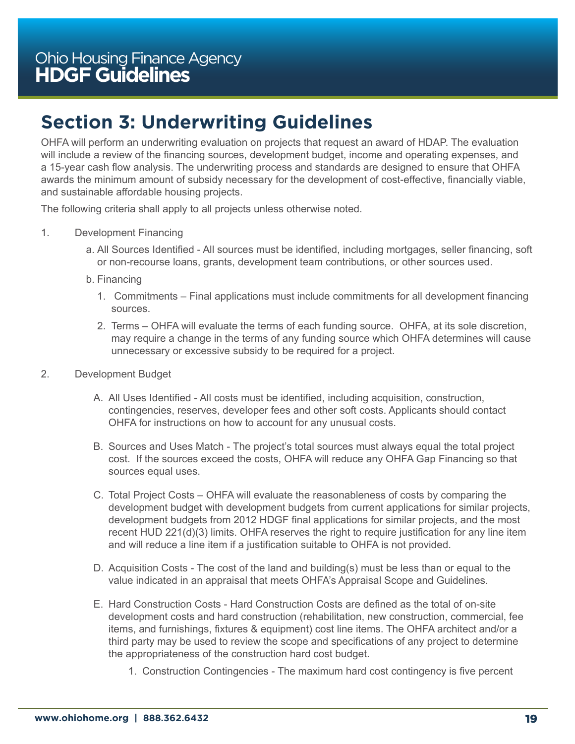## Section 3: Underwriting Guidelines

OHFA will perform an underwriting evaluation on projects that request an award of HDAP. The evaluation will include a review of the financing sources, development budget, income and operating expenses, and a 15-year cash flow analysis. The underwriting process and standards are designed to ensure that OHFA awards the minimum amount of subsidy necessary for the development of cost-effective, financially viable, and sustainable affordable housing projects.

The following criteria shall apply to all projects unless otherwise noted.

1. Development Financing

   a. All Sources Identified - All sources must be identified, including mortgages, seller financing, soft or non-recourse loans, grants, development team contributions, or other sources used.

   b. Financing

      1. Commitments – Final applications must include commitments for all development financing sources.

      2. Terms – OHFA will evaluate the terms of each funding source. OHFA, at its sole discretion, may require a change in the terms of any funding source which OHFA determines will cause unnecessary or excessive subsidy to be required for a project.

2. Development Budget

   A. All Uses Identified - All costs must be identified, including acquisition, construction, contingencies, reserves, developer fees and other soft costs. Applicants should contact OHFA for instructions on how to account for any unusual costs.

   B. Sources and Uses Match - The project's total sources must always equal the total project cost. If the sources exceed the costs, OHFA will reduce any OHFA Gap Financing so that sources equal uses.

   C. Total Project Costs – OHFA will evaluate the reasonableness of costs by comparing the development budget with development budgets from current applications for similar projects, development budgets from 2012 HDGF final applications for similar projects, and the most recent HUD 221(d)(3) limits. OHFA reserves the right to require justification for any line item and will reduce a line item if a justification suitable to OHFA is not provided.

   D. Acquisition Costs - The cost of the land and building(s) must be less than or equal to the value indicated in an appraisal that meets OHFA's Appraisal Scope and Guidelines.

   E. Hard Construction Costs - Hard Construction Costs are defined as the total of on-site development costs and hard construction (rehabilitation, new construction, commercial, fee items, and furnishings, fixtures & equipment) cost line items. The OHFA architect and/or a third party may be used to review the scope and specifications of any project to determine the appropriateness of the construction hard cost budget.

      1. Construction Contingencies - The maximum hard cost contingency is five percent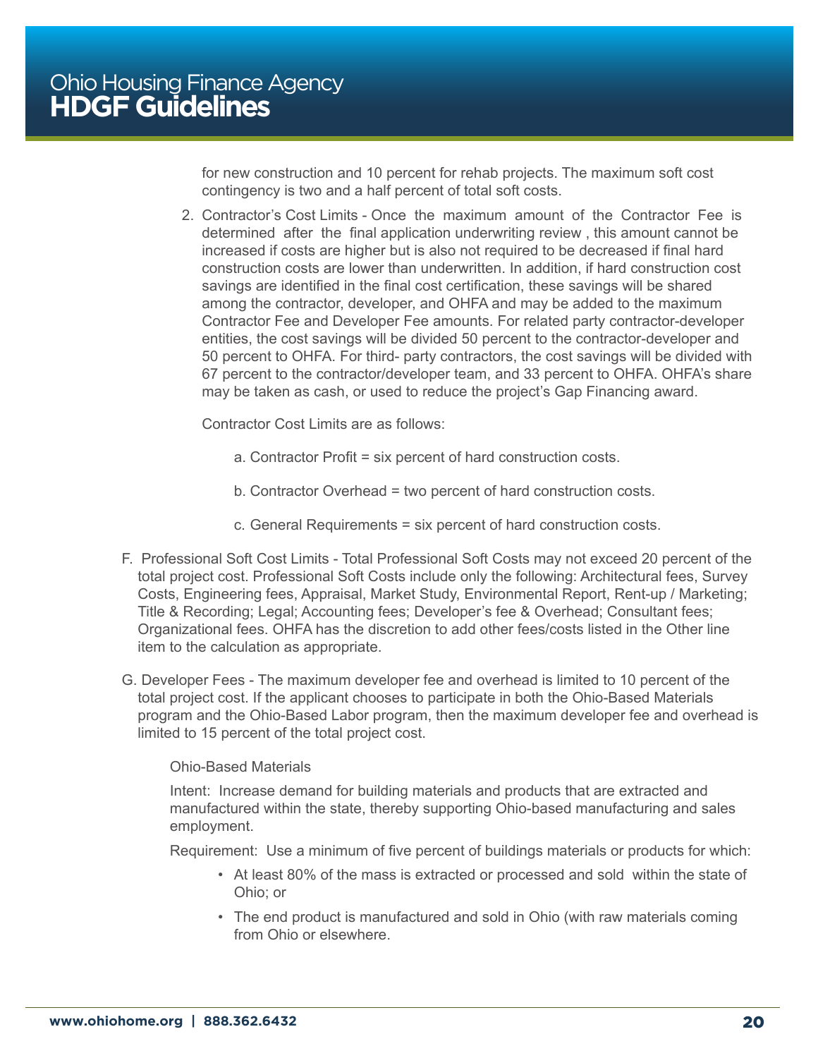for new construction and 10 percent for rehab projects. The maximum soft cost contingency is two and a half percent of total soft costs.

2. Contractor's Cost Limits - Once the maximum amount of the Contractor Fee is determined after the final application underwriting review , this amount cannot be increased if costs are higher but is also not required to be decreased if final hard construction costs are lower than underwritten. In addition, if hard construction cost savings are identified in the final cost certification, these savings will be shared among the contractor, developer, and OHFA and may be added to the maximum Contractor Fee and Developer Fee amounts. For related party contractor-developer entities, the cost savings will be divided 50 percent to the contractor-developer and 50 percent to OHFA. For third- party contractors, the cost savings will be divided with 67 percent to the contractor/developer team, and 33 percent to OHFA. OHFA's share may be taken as cash, or used to reduce the project's Gap Financing award.

   Contractor Cost Limits are as follows:

   a. Contractor Profit = six percent of hard construction costs.

   b. Contractor Overhead = two percent of hard construction costs.

   c. General Requirements = six percent of hard construction costs.

F. Professional Soft Cost Limits - Total Professional Soft Costs may not exceed 20 percent of the total project cost. Professional Soft Costs include only the following: Architectural fees, Survey Costs, Engineering fees, Appraisal, Market Study, Environmental Report, Rent-up / Marketing; Title & Recording; Legal; Accounting fees; Developer's fee & Overhead; Consultant fees; Organizational fees. OHFA has the discretion to add other fees/costs listed in the Other line item to the calculation as appropriate.

G. Developer Fees - The maximum developer fee and overhead is limited to 10 percent of the total project cost. If the applicant chooses to participate in both the Ohio-Based Materials program and the Ohio-Based Labor program, then the maximum developer fee and overhead is limited to 15 percent of the total project cost.

   Ohio-Based Materials

   Intent: Increase demand for building materials and products that are extracted and manufactured within the state, thereby supporting Ohio-based manufacturing and sales employment.

   Requirement: Use a minimum of five percent of buildings materials or products for which:

   - At least 80% of the mass is extracted or processed and sold within the state of Ohio; or
   - The end product is manufactured and sold in Ohio (with raw materials coming from Ohio or elsewhere.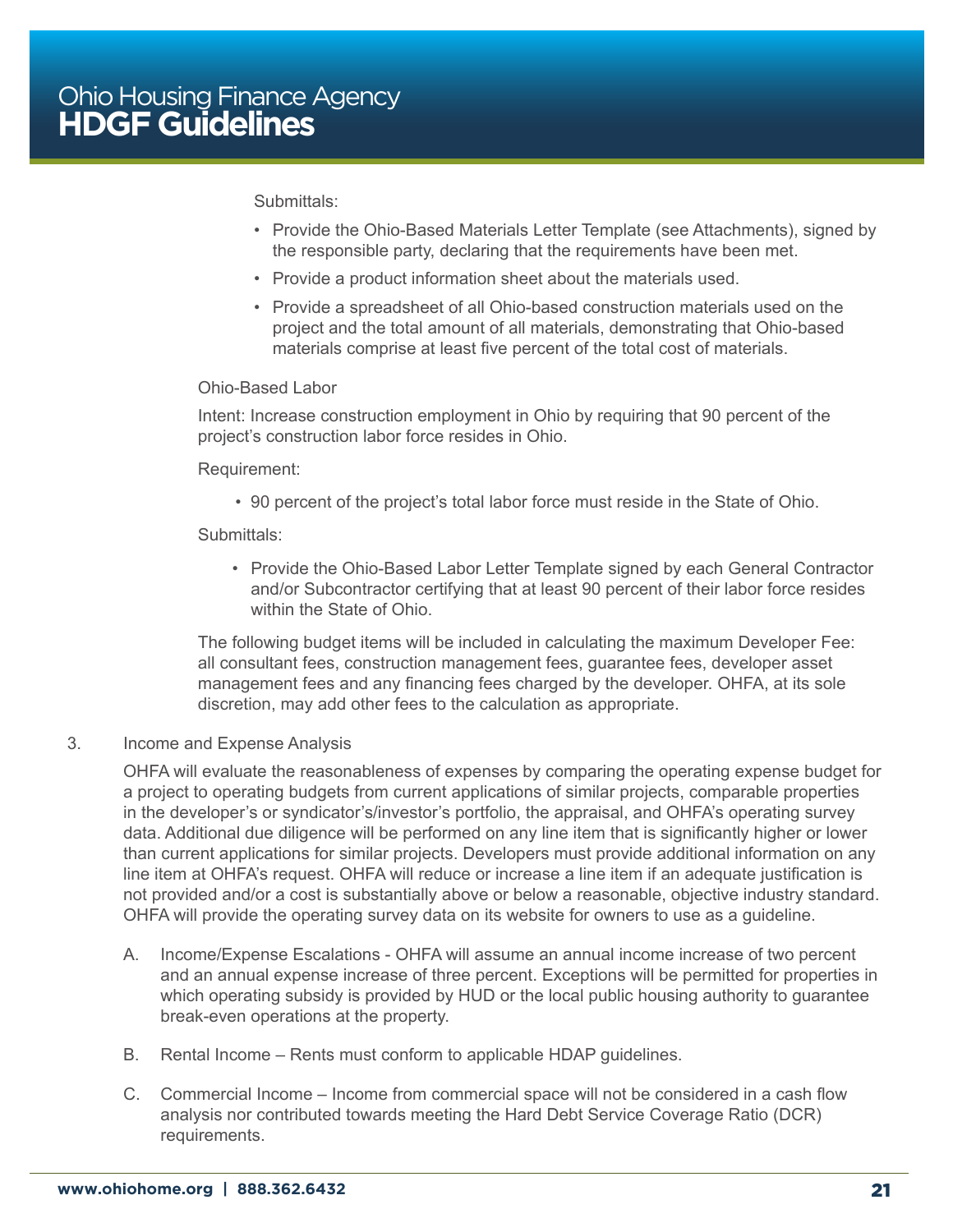Submittals:

- Provide the Ohio-Based Materials Letter Template (see Attachments), signed by the responsible party, declaring that the requirements have been met.
- Provide a product information sheet about the materials used.
- Provide a spreadsheet of all Ohio-based construction materials used on the project and the total amount of all materials, demonstrating that Ohio-based materials comprise at least five percent of the total cost of materials.

Ohio-Based Labor

Intent: Increase construction employment in Ohio by requiring that 90 percent of the project's construction labor force resides in Ohio.

Requirement:

- 90 percent of the project's total labor force must reside in the State of Ohio.

Submittals:

- Provide the Ohio-Based Labor Letter Template signed by each General Contractor and/or Subcontractor certifying that at least 90 percent of their labor force resides within the State of Ohio.

The following budget items will be included in calculating the maximum Developer Fee: all consultant fees, construction management fees, guarantee fees, developer asset management fees and any financing fees charged by the developer. OHFA, at its sole discretion, may add other fees to the calculation as appropriate.

3. Income and Expense Analysis

   OHFA will evaluate the reasonableness of expenses by comparing the operating expense budget for a project to operating budgets from current applications of similar projects, comparable properties in the developer's or syndicator's/investor's portfolio, the appraisal, and OHFA's operating survey data. Additional due diligence will be performed on any line item that is significantly higher or lower than current applications for similar projects. Developers must provide additional information on any line item at OHFA's request. OHFA will reduce or increase a line item if an adequate justification is not provided and/or a cost is substantially above or below a reasonable, objective industry standard. OHFA will provide the operating survey data on its website for owners to use as a guideline.

   A. Income/Expense Escalations - OHFA will assume an annual income increase of two percent and an annual expense increase of three percent. Exceptions will be permitted for properties in which operating subsidy is provided by HUD or the local public housing authority to guarantee break-even operations at the property.

   B. Rental Income – Rents must conform to applicable HDAP guidelines.

   C. Commercial Income – Income from commercial space will not be considered in a cash flow analysis nor contributed towards meeting the Hard Debt Service Coverage Ratio (DCR) requirements.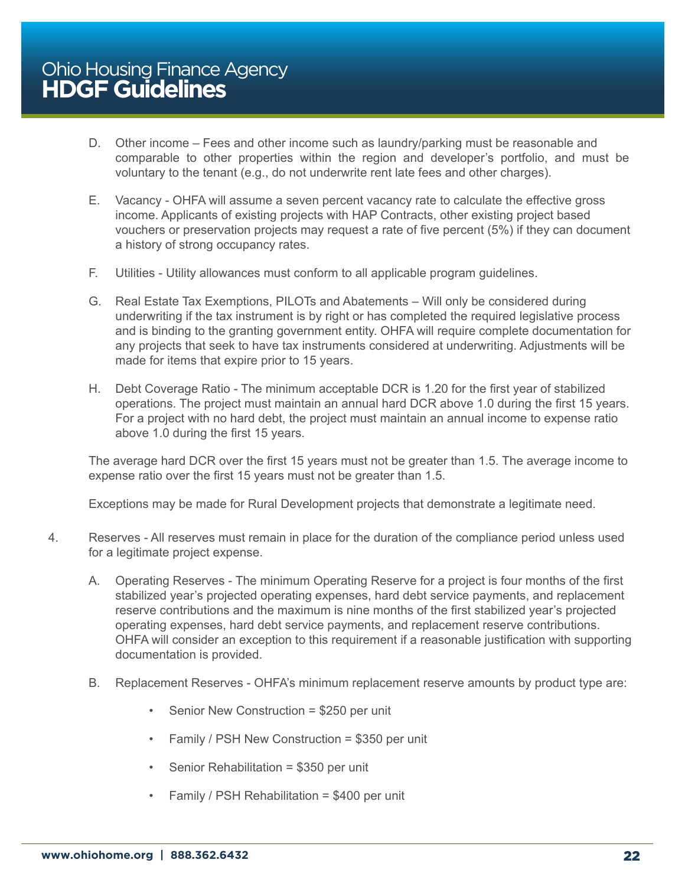D. Other income – Fees and other income such as laundry/parking must be reasonable and comparable to other properties within the region and developer's portfolio, and must be voluntary to the tenant (e.g., do not underwrite rent late fees and other charges).

E. Vacancy - OHFA will assume a seven percent vacancy rate to calculate the effective gross income. Applicants of existing projects with HAP Contracts, other existing project based vouchers or preservation projects may request a rate of five percent (5%) if they can document a history of strong occupancy rates.

F. Utilities - Utility allowances must conform to all applicable program guidelines.

G. Real Estate Tax Exemptions, PILOTs and Abatements – Will only be considered during underwriting if the tax instrument is by right or has completed the required legislative process and is binding to the granting government entity. OHFA will require complete documentation for any projects that seek to have tax instruments considered at underwriting. Adjustments will be made for items that expire prior to 15 years.

H. Debt Coverage Ratio - The minimum acceptable DCR is 1.20 for the first year of stabilized operations. The project must maintain an annual hard DCR above 1.0 during the first 15 years. For a project with no hard debt, the project must maintain an annual income to expense ratio above 1.0 during the first 15 years.

The average hard DCR over the first 15 years must not be greater than 1.5. The average income to expense ratio over the first 15 years must not be greater than 1.5.

Exceptions may be made for Rural Development projects that demonstrate a legitimate need.

4. Reserves - All reserves must remain in place for the duration of the compliance period unless used for a legitimate project expense.

   A. Operating Reserves - The minimum Operating Reserve for a project is four months of the first stabilized year's projected operating expenses, hard debt service payments, and replacement reserve contributions and the maximum is nine months of the first stabilized year's projected operating expenses, hard debt service payments, and replacement reserve contributions. OHFA will consider an exception to this requirement if a reasonable justification with supporting documentation is provided.

   B. Replacement Reserves - OHFA's minimum replacement reserve amounts by product type are:

      - Senior New Construction = $250 per unit
      - Family / PSH New Construction = $350 per unit
      - Senior Rehabilitation = $350 per unit
      - Family / PSH Rehabilitation = $400 per unit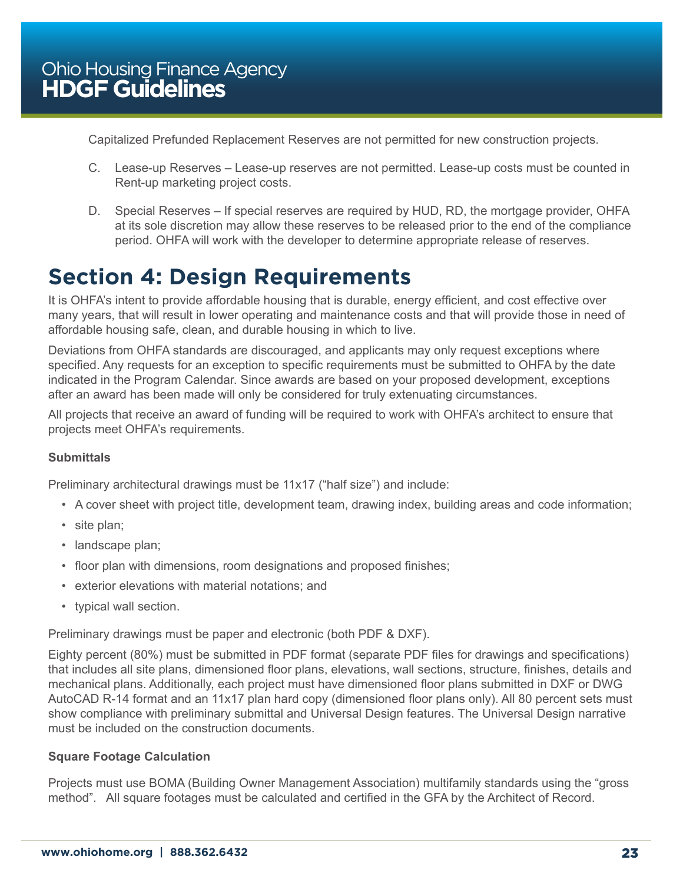Capitalized Prefunded Replacement Reserves are not permitted for new construction projects.

C. Lease-up Reserves – Lease-up reserves are not permitted. Lease-up costs must be counted in Rent-up marketing project costs.

D. Special Reserves – If special reserves are required by HUD, RD, the mortgage provider, OHFA at its sole discretion may allow these reserves to be released prior to the end of the compliance period. OHFA will work with the developer to determine appropriate release of reserves.

# Section 4: Design Requirements

It is OHFA's intent to provide affordable housing that is durable, energy efficient, and cost effective over many years, that will result in lower operating and maintenance costs and that will provide those in need of affordable housing safe, clean, and durable housing in which to live.

Deviations from OHFA standards are discouraged, and applicants may only request exceptions where specified. Any requests for an exception to specific requirements must be submitted to OHFA by the date indicated in the Program Calendar. Since awards are based on your proposed development, exceptions after an award has been made will only be considered for truly extenuating circumstances.

All projects that receive an award of funding will be required to work with OHFA's architect to ensure that projects meet OHFA's requirements.

### Submittals

Preliminary architectural drawings must be 11x17 ("half size") and include:

- A cover sheet with project title, development team, drawing index, building areas and code information;
- site plan;
- landscape plan;
- floor plan with dimensions, room designations and proposed finishes;
- exterior elevations with material notations; and
- typical wall section.

Preliminary drawings must be paper and electronic (both PDF & DXF).

Eighty percent (80%) must be submitted in PDF format (separate PDF files for drawings and specifications) that includes all site plans, dimensioned floor plans, elevations, wall sections, structure, finishes, details and mechanical plans. Additionally, each project must have dimensioned floor plans submitted in DXF or DWG AutoCAD R-14 format and an 11x17 plan hard copy (dimensioned floor plans only). All 80 percent sets must show compliance with preliminary submittal and Universal Design features. The Universal Design narrative must be included on the construction documents.

### Square Footage Calculation

Projects must use BOMA (Building Owner Management Association) multifamily standards using the "gross method". All square footages must be calculated and certified in the GFA by the Architect of Record.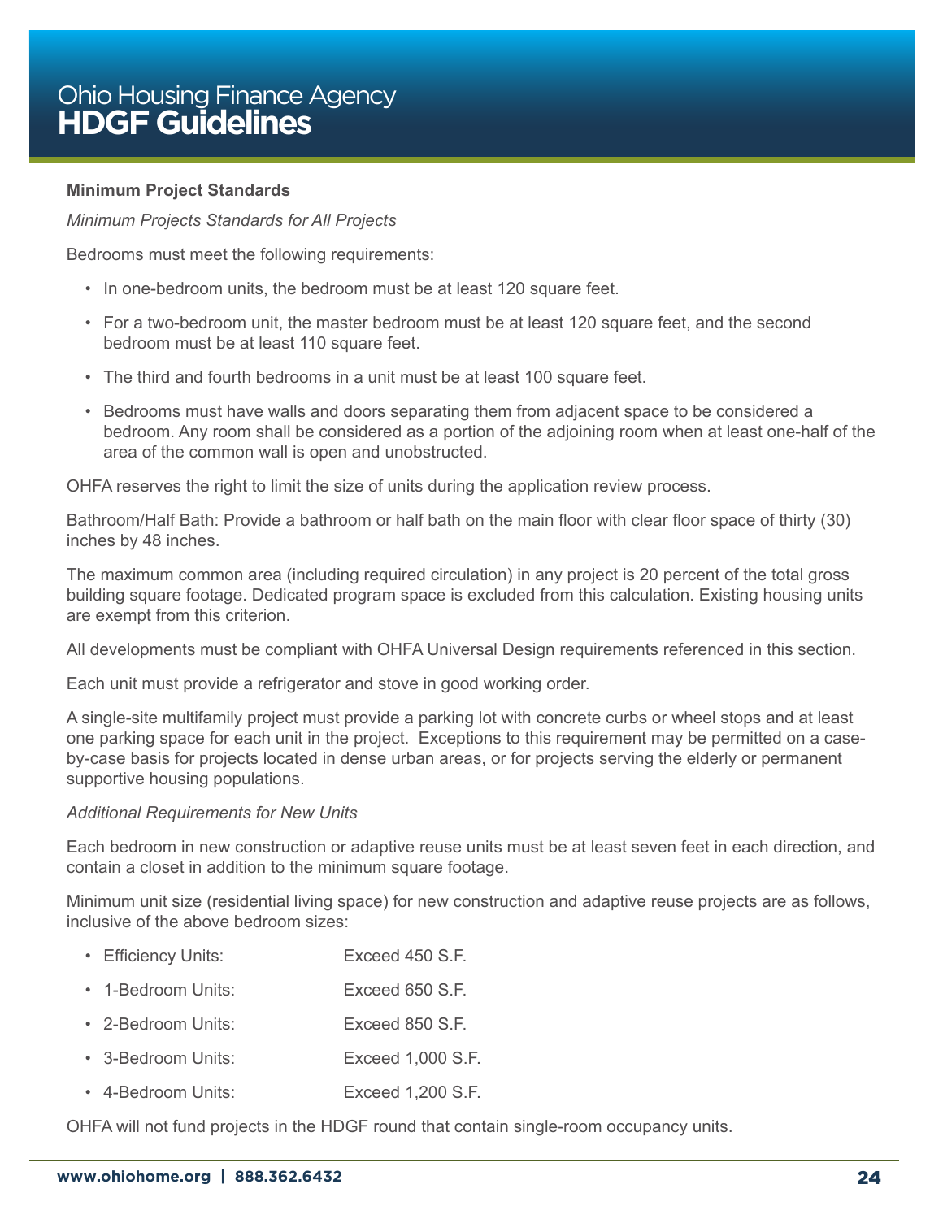**Minimum Project Standards**

*Minimum Projects Standards for All Projects*

Bedrooms must meet the following requirements:

- In one-bedroom units, the bedroom must be at least 120 square feet.
- For a two-bedroom unit, the master bedroom must be at least 120 square feet, and the second bedroom must be at least 110 square feet.
- The third and fourth bedrooms in a unit must be at least 100 square feet.
- Bedrooms must have walls and doors separating them from adjacent space to be considered a bedroom. Any room shall be considered as a portion of the adjoining room when at least one-half of the area of the common wall is open and unobstructed.

OHFA reserves the right to limit the size of units during the application review process.

Bathroom/Half Bath: Provide a bathroom or half bath on the main floor with clear floor space of thirty (30) inches by 48 inches.

The maximum common area (including required circulation) in any project is 20 percent of the total gross building square footage. Dedicated program space is excluded from this calculation. Existing housing units are exempt from this criterion.

All developments must be compliant with OHFA Universal Design requirements referenced in this section.

Each unit must provide a refrigerator and stove in good working order.

A single-site multifamily project must provide a parking lot with concrete curbs or wheel stops and at least one parking space for each unit in the project. Exceptions to this requirement may be permitted on a case-by-case basis for projects located in dense urban areas, or for projects serving the elderly or permanent supportive housing populations.

*Additional Requirements for New Units*

Each bedroom in new construction or adaptive reuse units must be at least seven feet in each direction, and contain a closet in addition to the minimum square footage.

Minimum unit size (residential living space) for new construction and adaptive reuse projects are as follows, inclusive of the above bedroom sizes:

- Efficiency Units: Exceed 450 S.F.
- 1-Bedroom Units: Exceed 650 S.F.
- 2-Bedroom Units: Exceed 850 S.F.
- 3-Bedroom Units: Exceed 1,000 S.F.
- 4-Bedroom Units: Exceed 1,200 S.F.

OHFA will not fund projects in the HDGF round that contain single-room occupancy units.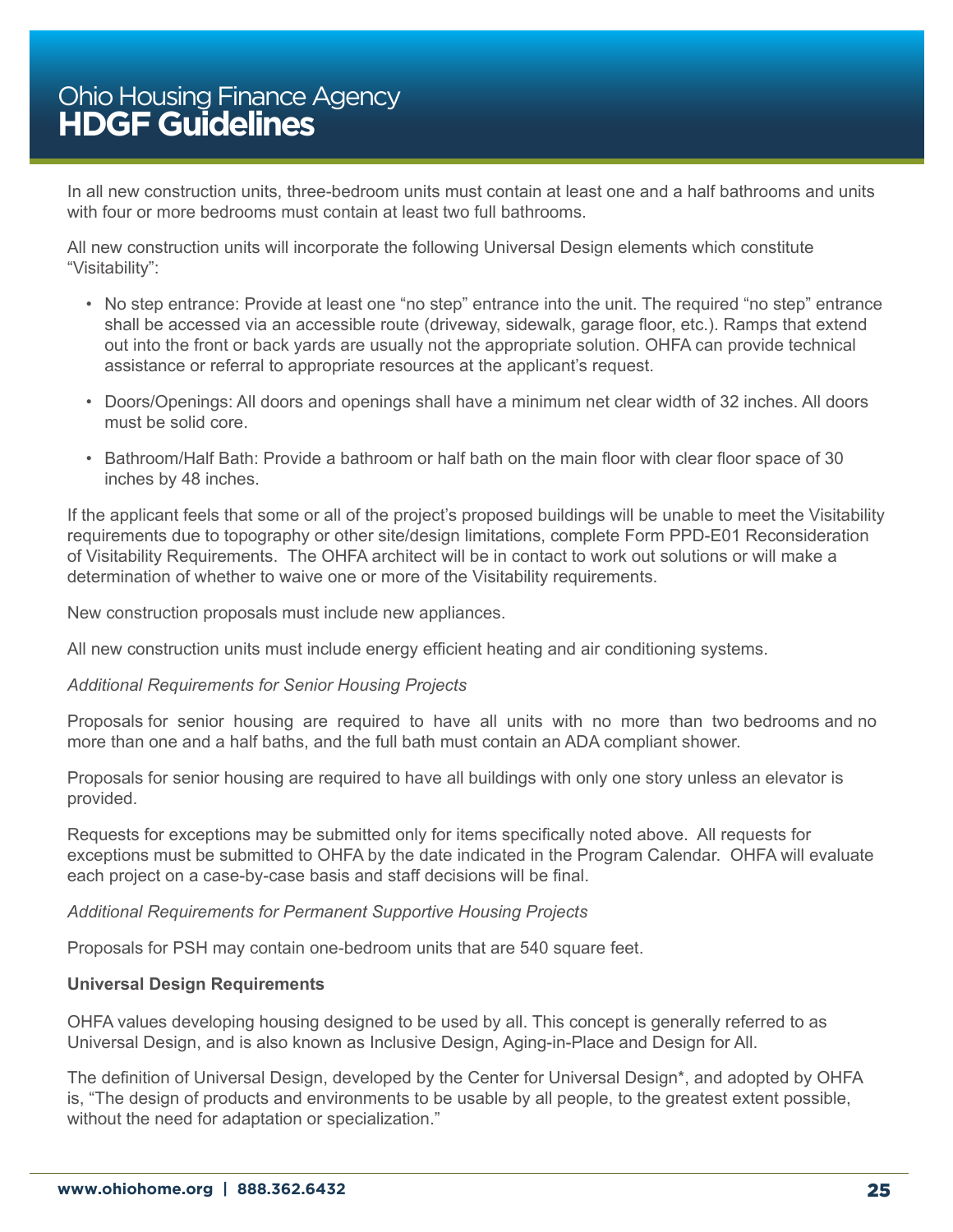In all new construction units, three-bedroom units must contain at least one and a half bathrooms and units with four or more bedrooms must contain at least two full bathrooms.

All new construction units will incorporate the following Universal Design elements which constitute "Visitability":

- No step entrance: Provide at least one "no step" entrance into the unit. The required "no step" entrance shall be accessed via an accessible route (driveway, sidewalk, garage floor, etc.). Ramps that extend out into the front or back yards are usually not the appropriate solution. OHFA can provide technical assistance or referral to appropriate resources at the applicant's request.

- Doors/Openings: All doors and openings shall have a minimum net clear width of 32 inches. All doors must be solid core.

- Bathroom/Half Bath: Provide a bathroom or half bath on the main floor with clear floor space of 30 inches by 48 inches.

If the applicant feels that some or all of the project's proposed buildings will be unable to meet the Visitability requirements due to topography or other site/design limitations, complete Form PPD-E01 Reconsideration of Visitability Requirements. The OHFA architect will be in contact to work out solutions or will make a determination of whether to waive one or more of the Visitability requirements.

New construction proposals must include new appliances.

All new construction units must include energy efficient heating and air conditioning systems.

*Additional Requirements for Senior Housing Projects*

Proposals for senior housing are required to have all units with no more than two bedrooms and no more than one and a half baths, and the full bath must contain an ADA compliant shower.

Proposals for senior housing are required to have all buildings with only one story unless an elevator is provided.

Requests for exceptions may be submitted only for items specifically noted above. All requests for exceptions must be submitted to OHFA by the date indicated in the Program Calendar. OHFA will evaluate each project on a case-by-case basis and staff decisions will be final.

*Additional Requirements for Permanent Supportive Housing Projects*

Proposals for PSH may contain one-bedroom units that are 540 square feet.

**Universal Design Requirements**

OHFA values developing housing designed to be used by all. This concept is generally referred to as Universal Design, and is also known as Inclusive Design, Aging-in-Place and Design for All.

The definition of Universal Design, developed by the Center for Universal Design*, and adopted by OHFA is, "The design of products and environments to be usable by all people, to the greatest extent possible, without the need for adaptation or specialization."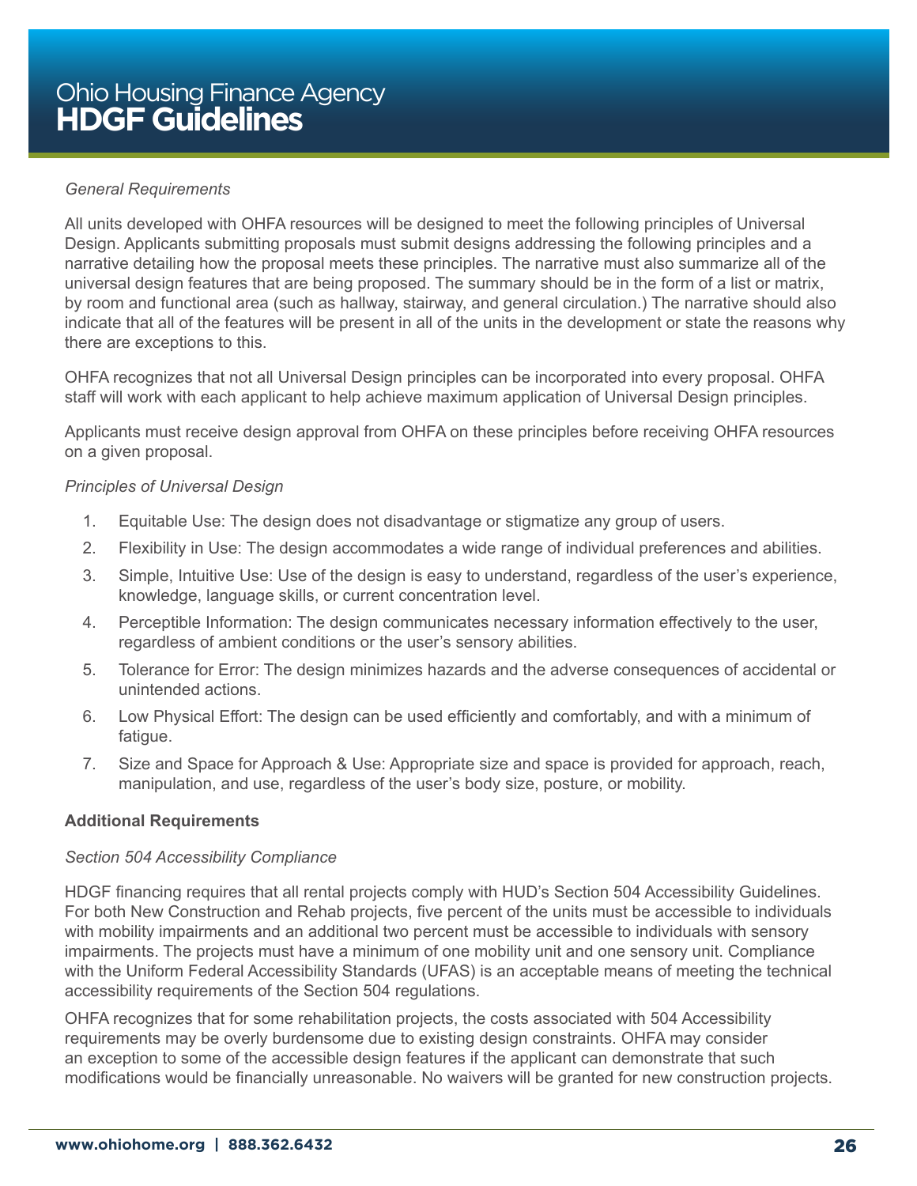*General Requirements*

All units developed with OHFA resources will be designed to meet the following principles of Universal Design. Applicants submitting proposals must submit designs addressing the following principles and a narrative detailing how the proposal meets these principles. The narrative must also summarize all of the universal design features that are being proposed. The summary should be in the form of a list or matrix, by room and functional area (such as hallway, stairway, and general circulation.) The narrative should also indicate that all of the features will be present in all of the units in the development or state the reasons why there are exceptions to this.

OHFA recognizes that not all Universal Design principles can be incorporated into every proposal. OHFA staff will work with each applicant to help achieve maximum application of Universal Design principles.

Applicants must receive design approval from OHFA on these principles before receiving OHFA resources on a given proposal.

*Principles of Universal Design*

1. Equitable Use: The design does not disadvantage or stigmatize any group of users.
2. Flexibility in Use: The design accommodates a wide range of individual preferences and abilities.
3. Simple, Intuitive Use: Use of the design is easy to understand, regardless of the user's experience, knowledge, language skills, or current concentration level.
4. Perceptible Information: The design communicates necessary information effectively to the user, regardless of ambient conditions or the user's sensory abilities.
5. Tolerance for Error: The design minimizes hazards and the adverse consequences of accidental or unintended actions.
6. Low Physical Effort: The design can be used efficiently and comfortably, and with a minimum of fatigue.
7. Size and Space for Approach & Use: Appropriate size and space is provided for approach, reach, manipulation, and use, regardless of the user's body size, posture, or mobility.

**Additional Requirements**

*Section 504 Accessibility Compliance*

HDGF financing requires that all rental projects comply with HUD's Section 504 Accessibility Guidelines. For both New Construction and Rehab projects, five percent of the units must be accessible to individuals with mobility impairments and an additional two percent must be accessible to individuals with sensory impairments. The projects must have a minimum of one mobility unit and one sensory unit. Compliance with the Uniform Federal Accessibility Standards (UFAS) is an acceptable means of meeting the technical accessibility requirements of the Section 504 regulations.

OHFA recognizes that for some rehabilitation projects, the costs associated with 504 Accessibility requirements may be overly burdensome due to existing design constraints. OHFA may consider an exception to some of the accessible design features if the applicant can demonstrate that such modifications would be financially unreasonable. No waivers will be granted for new construction projects.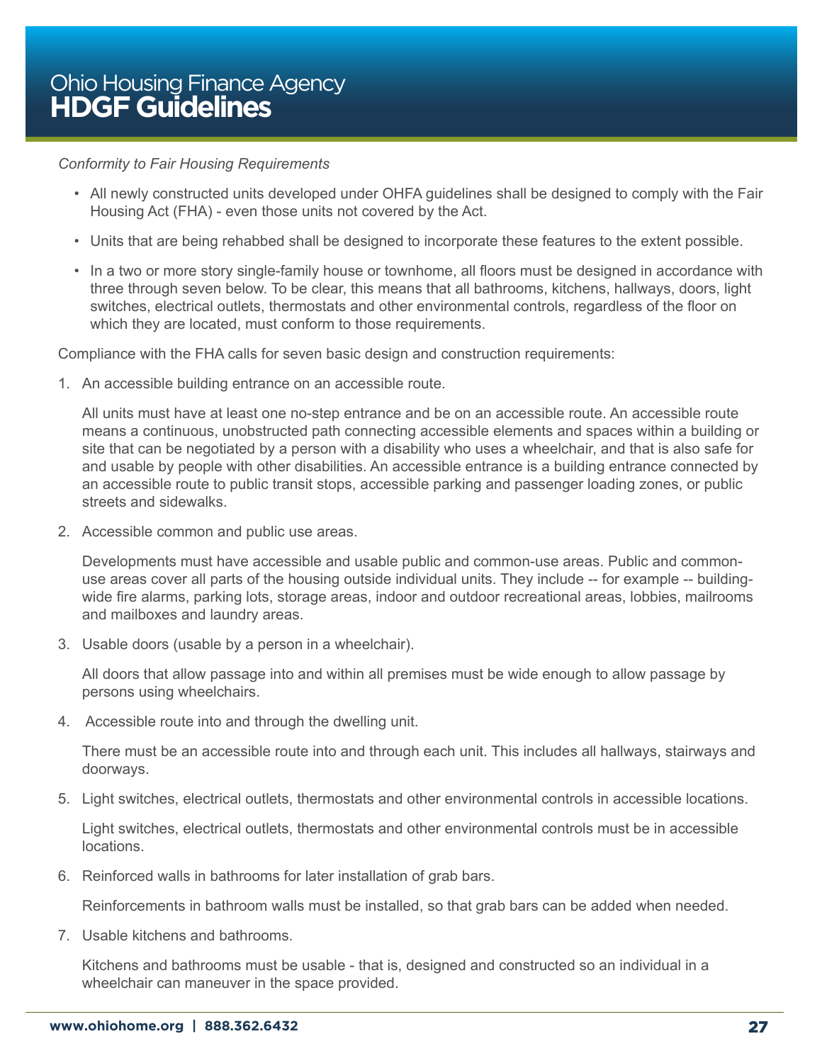*Conformity to Fair Housing Requirements*

- All newly constructed units developed under OHFA guidelines shall be designed to comply with the Fair Housing Act (FHA) - even those units not covered by the Act.
- Units that are being rehabbed shall be designed to incorporate these features to the extent possible.
- In a two or more story single-family house or townhome, all floors must be designed in accordance with three through seven below. To be clear, this means that all bathrooms, kitchens, hallways, doors, light switches, electrical outlets, thermostats and other environmental controls, regardless of the floor on which they are located, must conform to those requirements.

Compliance with the FHA calls for seven basic design and construction requirements:

1. An accessible building entrance on an accessible route.

   All units must have at least one no-step entrance and be on an accessible route. An accessible route means a continuous, unobstructed path connecting accessible elements and spaces within a building or site that can be negotiated by a person with a disability who uses a wheelchair, and that is also safe for and usable by people with other disabilities. An accessible entrance is a building entrance connected by an accessible route to public transit stops, accessible parking and passenger loading zones, or public streets and sidewalks.

2. Accessible common and public use areas.

   Developments must have accessible and usable public and common-use areas. Public and common-use areas cover all parts of the housing outside individual units. They include -- for example -- building-wide fire alarms, parking lots, storage areas, indoor and outdoor recreational areas, lobbies, mailrooms and mailboxes and laundry areas.

3. Usable doors (usable by a person in a wheelchair).

   All doors that allow passage into and within all premises must be wide enough to allow passage by persons using wheelchairs.

4. Accessible route into and through the dwelling unit.

   There must be an accessible route into and through each unit. This includes all hallways, stairways and doorways.

5. Light switches, electrical outlets, thermostats and other environmental controls in accessible locations.

   Light switches, electrical outlets, thermostats and other environmental controls must be in accessible locations.

6. Reinforced walls in bathrooms for later installation of grab bars.

   Reinforcements in bathroom walls must be installed, so that grab bars can be added when needed.

7. Usable kitchens and bathrooms.

   Kitchens and bathrooms must be usable - that is, designed and constructed so an individual in a wheelchair can maneuver in the space provided.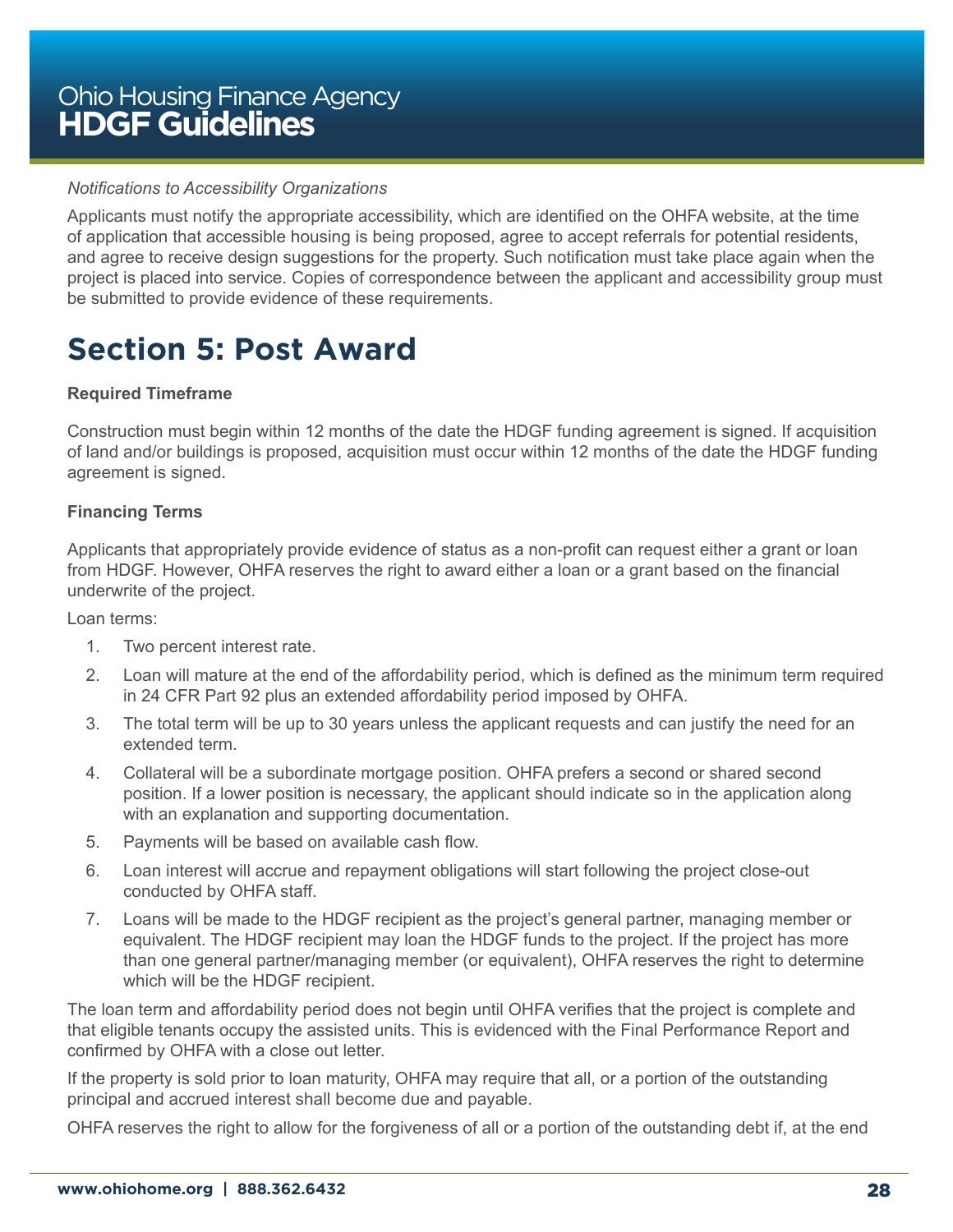*Notifications to Accessibility Organizations*

Applicants must notify the appropriate accessibility, which are identified on the OHFA website, at the time of application that accessible housing is being proposed, agree to accept referrals for potential residents, and agree to receive design suggestions for the property. Such notification must take place again when the project is placed into service. Copies of correspondence between the applicant and accessibility group must be submitted to provide evidence of these requirements.

# Section 5: Post Award

**Required Timeframe**

Construction must begin within 12 months of the date the HDGF funding agreement is signed. If acquisition of land and/or buildings is proposed, acquisition must occur within 12 months of the date the HDGF funding agreement is signed.

**Financing Terms**

Applicants that appropriately provide evidence of status as a non-profit can request either a grant or loan from HDGF. However, OHFA reserves the right to award either a loan or a grant based on the financial underwrite of the project.

Loan terms:

1. Two percent interest rate.
2. Loan will mature at the end of the affordability period, which is defined as the minimum term required in 24 CFR Part 92 plus an extended affordability period imposed by OHFA.
3. The total term will be up to 30 years unless the applicant requests and can justify the need for an extended term.
4. Collateral will be a subordinate mortgage position. OHFA prefers a second or shared second position. If a lower position is necessary, the applicant should indicate so in the application along with an explanation and supporting documentation.
5. Payments will be based on available cash flow.
6. Loan interest will accrue and repayment obligations will start following the project close-out conducted by OHFA staff.
7. Loans will be made to the HDGF recipient as the project's general partner, managing member or equivalent. The HDGF recipient may loan the HDGF funds to the project. If the project has more than one general partner/managing member (or equivalent), OHFA reserves the right to determine which will be the HDGF recipient.

The loan term and affordability period does not begin until OHFA verifies that the project is complete and that eligible tenants occupy the assisted units. This is evidenced with the Final Performance Report and confirmed by OHFA with a close out letter.

If the property is sold prior to loan maturity, OHFA may require that all, or a portion of the outstanding principal and accrued interest shall become due and payable.

OHFA reserves the right to allow for the forgiveness of all or a portion of the outstanding debt if, at the end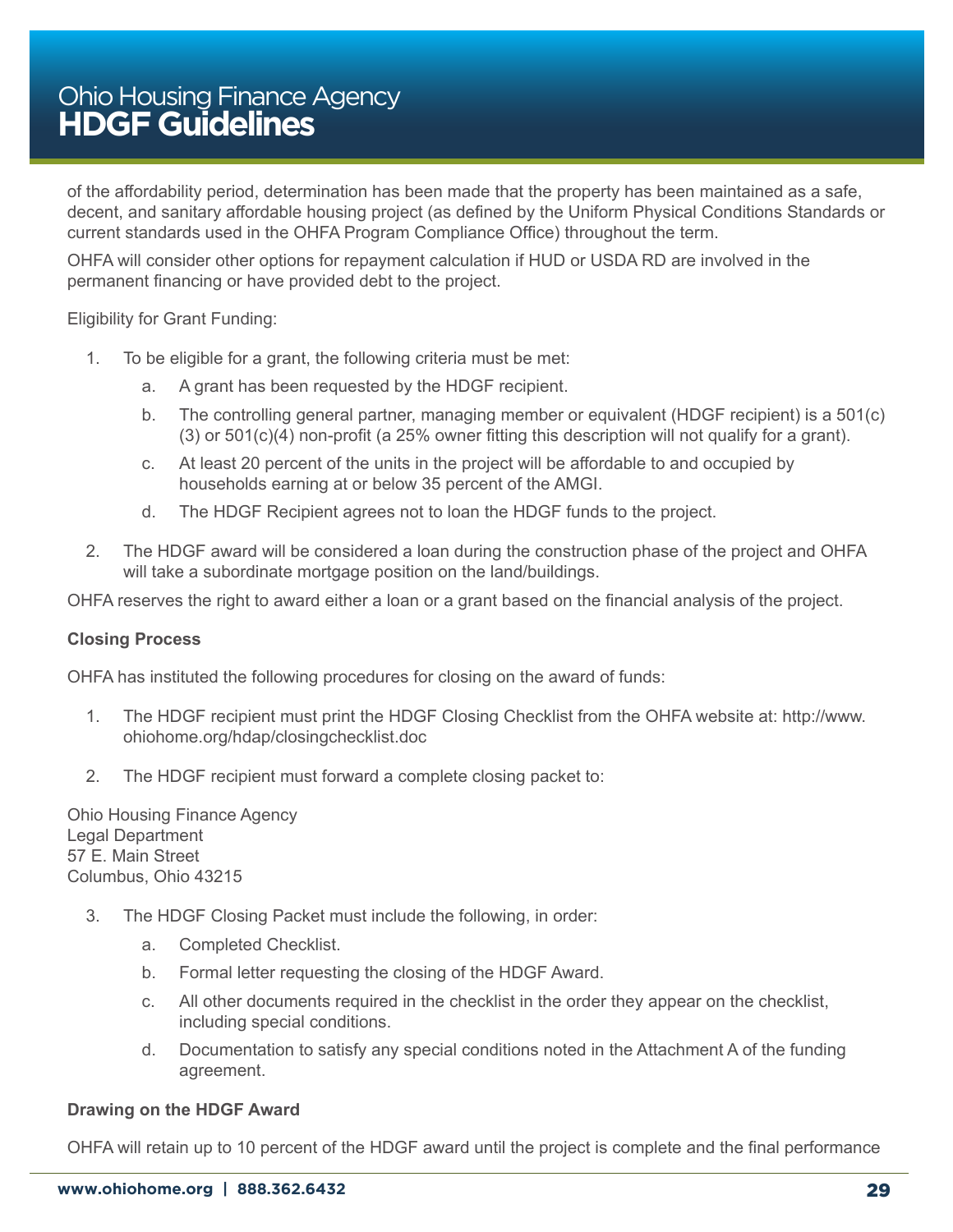of the affordability period, determination has been made that the property has been maintained as a safe, decent, and sanitary affordable housing project (as defined by the Uniform Physical Conditions Standards or current standards used in the OHFA Program Compliance Office) throughout the term.

OHFA will consider other options for repayment calculation if HUD or USDA RD are involved in the permanent financing or have provided debt to the project.

Eligibility for Grant Funding:

1. To be eligible for a grant, the following criteria must be met:
   a. A grant has been requested by the HDGF recipient.
   b. The controlling general partner, managing member or equivalent (HDGF recipient) is a 501(c)(3) or 501(c)(4) non-profit (a 25% owner fitting this description will not qualify for a grant).
   c. At least 20 percent of the units in the project will be affordable to and occupied by households earning at or below 35 percent of the AMGI.
   d. The HDGF Recipient agrees not to loan the HDGF funds to the project.
2. The HDGF award will be considered a loan during the construction phase of the project and OHFA will take a subordinate mortgage position on the land/buildings.

OHFA reserves the right to award either a loan or a grant based on the financial analysis of the project.

**Closing Process**

OHFA has instituted the following procedures for closing on the award of funds:

1. The HDGF recipient must print the HDGF Closing Checklist from the OHFA website at: http://www.ohiohome.org/hdap/closingchecklist.doc
2. The HDGF recipient must forward a complete closing packet to:

Ohio Housing Finance Agency
Legal Department
57 E. Main Street
Columbus, Ohio 43215

3. The HDGF Closing Packet must include the following, in order:
   a. Completed Checklist.
   b. Formal letter requesting the closing of the HDGF Award.
   c. All other documents required in the checklist in the order they appear on the checklist, including special conditions.
   d. Documentation to satisfy any special conditions noted in the Attachment A of the funding agreement.

**Drawing on the HDGF Award**

OHFA will retain up to 10 percent of the HDGF award until the project is complete and the final performance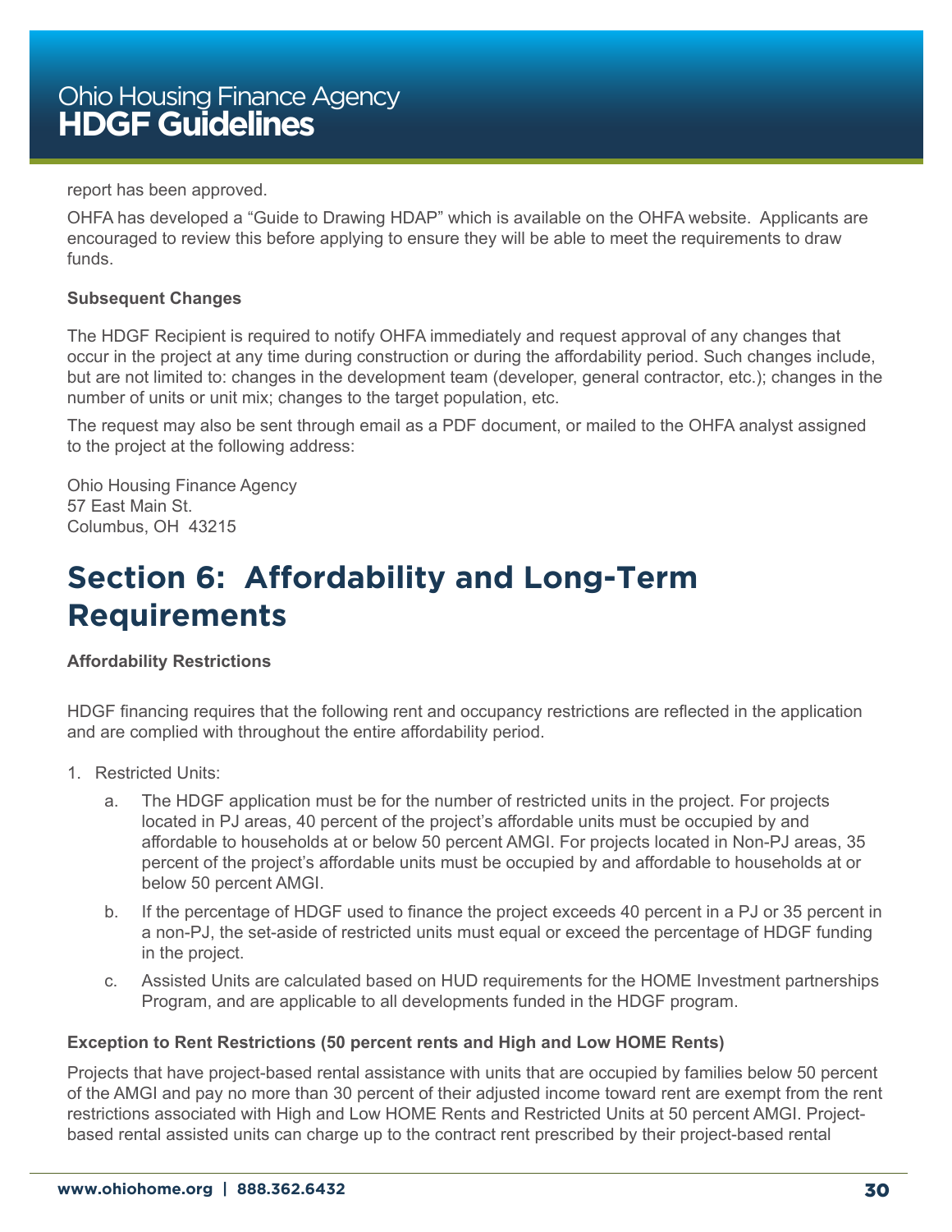report has been approved.

OHFA has developed a "Guide to Drawing HDAP" which is available on the OHFA website. Applicants are encouraged to review this before applying to ensure they will be able to meet the requirements to draw funds.

**Subsequent Changes**

The HDGF Recipient is required to notify OHFA immediately and request approval of any changes that occur in the project at any time during construction or during the affordability period. Such changes include, but are not limited to: changes in the development team (developer, general contractor, etc.); changes in the number of units or unit mix; changes to the target population, etc.

The request may also be sent through email as a PDF document, or mailed to the OHFA analyst assigned to the project at the following address:

Ohio Housing Finance Agency
57 East Main St.
Columbus, OH 43215

# Section 6: Affordability and Long-Term Requirements

**Affordability Restrictions**

HDGF financing requires that the following rent and occupancy restrictions are reflected in the application and are complied with throughout the entire affordability period.

1. Restricted Units:
   a. The HDGF application must be for the number of restricted units in the project. For projects located in PJ areas, 40 percent of the project's affordable units must be occupied by and affordable to households at or below 50 percent AMGI. For projects located in Non-PJ areas, 35 percent of the project's affordable units must be occupied by and affordable to households at or below 50 percent AMGI.
   b. If the percentage of HDGF used to finance the project exceeds 40 percent in a PJ or 35 percent in a non-PJ, the set-aside of restricted units must equal or exceed the percentage of HDGF funding in the project.
   c. Assisted Units are calculated based on HUD requirements for the HOME Investment partnerships Program, and are applicable to all developments funded in the HDGF program.

**Exception to Rent Restrictions (50 percent rents and High and Low HOME Rents)**

Projects that have project-based rental assistance with units that are occupied by families below 50 percent of the AMGI and pay no more than 30 percent of their adjusted income toward rent are exempt from the rent restrictions associated with High and Low HOME Rents and Restricted Units at 50 percent AMGI. Project-based rental assisted units can charge up to the contract rent prescribed by their project-based rental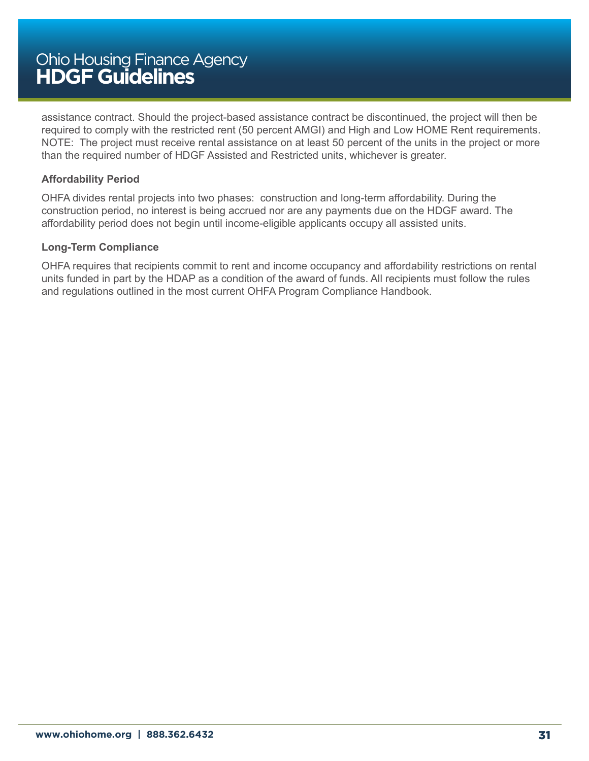assistance contract. Should the project-based assistance contract be discontinued, the project will then be required to comply with the restricted rent (50 percent AMGI) and High and Low HOME Rent requirements. NOTE: The project must receive rental assistance on at least 50 percent of the units in the project or more than the required number of HDGF Assisted and Restricted units, whichever is greater.

**Affordability Period**

OHFA divides rental projects into two phases: construction and long-term affordability. During the construction period, no interest is being accrued nor are any payments due on the HDGF award. The affordability period does not begin until income-eligible applicants occupy all assisted units.

**Long-Term Compliance**

OHFA requires that recipients commit to rent and income occupancy and affordability restrictions on rental units funded in part by the HDAP as a condition of the award of funds. All recipients must follow the rules and regulations outlined in the most current OHFA Program Compliance Handbook.